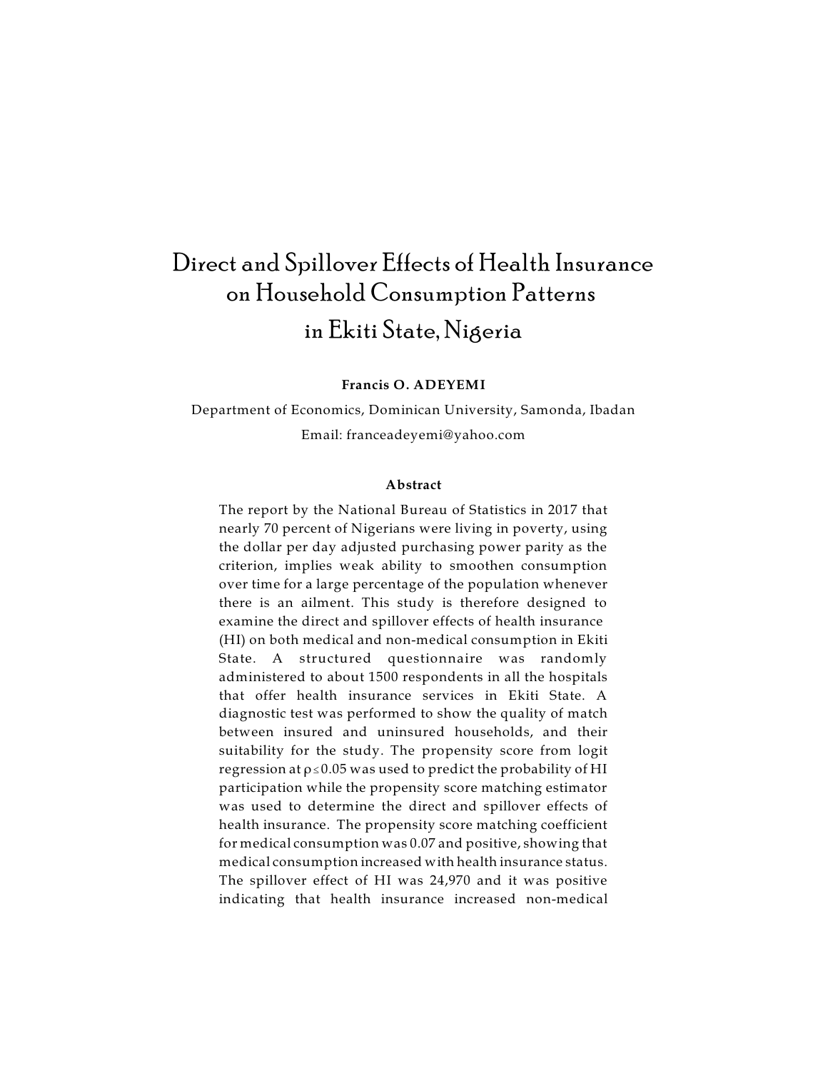# Direct and Spillover Effects of Health Insurance on Household Consumption Patterns in Ekiti State, Nigeria

**Francis O. ADEYEMI**

Department of Economics, Dominican University, Samonda, Ibadan

Email: franceadeyemi@yahoo.com

### Abstract

The report by the National Bureau of Statistics in 2017 that nearly 70 percent of Nigerians were living in poverty, using the dollar per day adjusted purchasing power parity as the criterion, implies weak ability to smoothen consumption over time for a large percentage of the population whenever there is an ailment. This study is therefore designed to examine the direct and spillover effects of health insurance (HI) on both medical and non-medical consumption in Ekiti State. A structured questionnaire was randomly administered to about 1500 respondents in all the hospitals that offer health insurance services in Ekiti State. A diagnostic test was performed to show the quality of match between insured and uninsured households, and their suitability for the study. The propensity score from logit regression at $\rho \leq 0.05$ was used to predict the probability of HI participation while the propensity score matching estimator was used to determine the direct and spillover effects of health insurance. The propensity score matching coefficient for medical consumption was 0.07 and positive, showing that medical consumption increased with health insurance status. The spillover effect of HI was 24,970 and it was positive indicating that health insurance increased non-medical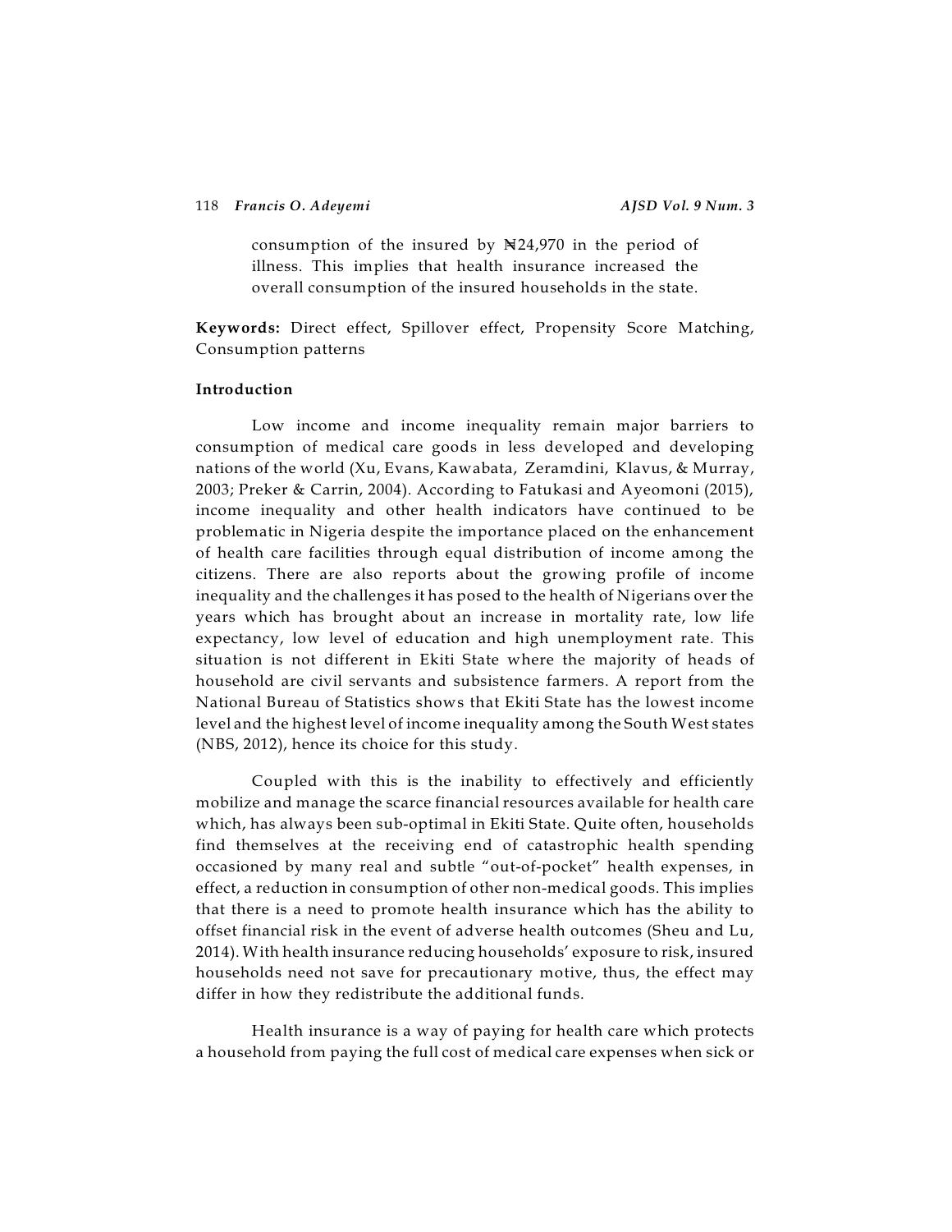consumption of the insured by ₦24,970 in the period of illness. This implies that health insurance increased the overall consumption of the insured households in the state.

**Keywords:** Direct effect, Spillover effect, Propensity Score Matching, Consumption patterns

## Introduction

Low income and income inequality remain major barriers to consumption of medical care goods in less developed and developing nations of the world (Xu, Evans, Kawabata, Zeramdini, Klavus, & Murray, 2003; Preker & Carrin, 2004). According to Fatukasi and Ayeomoni (2015), income inequality and other health indicators have continued to be problematic in Nigeria despite the importance placed on the enhancement of health care facilities through equal distribution of income among the citizens. There are also reports about the growing profile of income inequality and the challenges it has posed to the health of Nigerians over the years which has brought about an increase in mortality rate, low life expectancy, low level of education and high unemployment rate. This situation is not different in Ekiti State where the majority of heads of household are civil servants and subsistence farmers. A report from the National Bureau of Statistics shows that Ekiti State has the lowest income level and the highest level of income inequality among the South West states (NBS, 2012), hence its choice for this study.

Coupled with this is the inability to effectively and efficiently mobilize and manage the scarce financial resources available for health care which, has always been sub-optimal in Ekiti State. Quite often, households find themselves at the receiving end of catastrophic health spending occasioned by many real and subtle "out-of-pocket" health expenses, in effect, a reduction in consumption of other non-medical goods. This implies that there is a need to promote health insurance which has the ability to offset financial risk in the event of adverse health outcomes (Sheu and Lu, 2014). With health insurance reducing households' exposure to risk, insured households need not save for precautionary motive, thus, the effect may differ in how they redistribute the additional funds.

Health insurance is a way of paying for health care which protects a household from paying the full cost of medical care expenses when sick or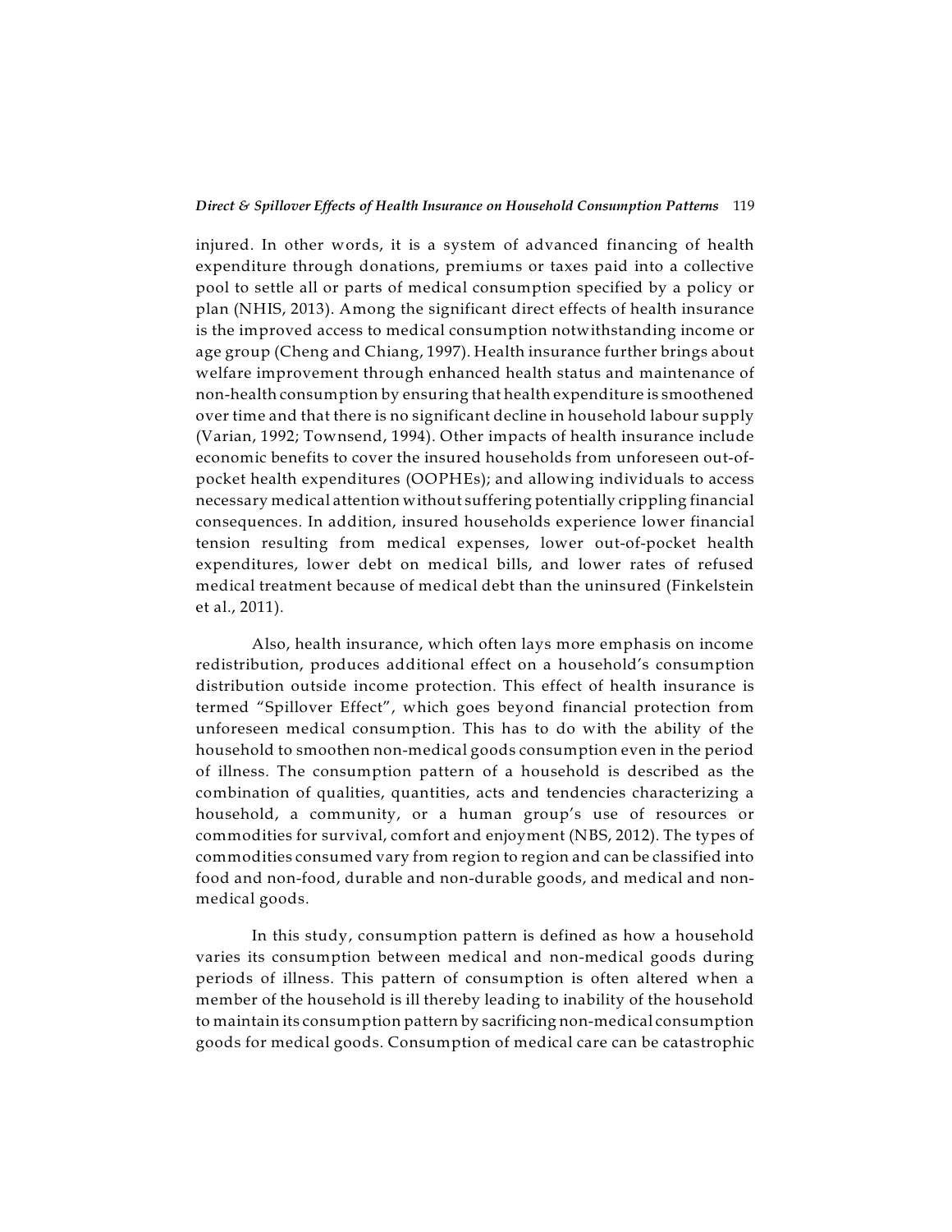injured. In other words, it is a system of advanced financing of health expenditure through donations, premiums or taxes paid into a collective pool to settle all or parts of medical consumption specified by a policy or plan (NHIS, 2013). Among the significant direct effects of health insurance is the improved access to medical consumption notwithstanding income or age group (Cheng and Chiang, 1997). Health insurance further brings about welfare improvement through enhanced health status and maintenance of non-health consumption by ensuring that health expenditure is smoothened over time and that there is no significant decline in household labour supply (Varian, 1992; Townsend, 1994). Other impacts of health insurance include economic benefits to cover the insured households from unforeseen out-of-pocket health expenditures (OOPHEs); and allowing individuals to access necessary medical attention without suffering potentially crippling financial consequences. In addition, insured households experience lower financial tension resulting from medical expenses, lower out-of-pocket health expenditures, lower debt on medical bills, and lower rates of refused medical treatment because of medical debt than the uninsured (Finkelstein et al., 2011).

Also, health insurance, which often lays more emphasis on income redistribution, produces additional effect on a household's consumption distribution outside income protection. This effect of health insurance is termed "Spillover Effect", which goes beyond financial protection from unforeseen medical consumption. This has to do with the ability of the household to smoothen non-medical goods consumption even in the period of illness. The consumption pattern of a household is described as the combination of qualities, quantities, acts and tendencies characterizing a household, a community, or a human group's use of resources or commodities for survival, comfort and enjoyment (NBS, 2012). The types of commodities consumed vary from region to region and can be classified into food and non-food, durable and non-durable goods, and medical and non-medical goods.

In this study, consumption pattern is defined as how a household varies its consumption between medical and non-medical goods during periods of illness. This pattern of consumption is often altered when a member of the household is ill thereby leading to inability of the household to maintain its consumption pattern by sacrificing non-medical consumption goods for medical goods. Consumption of medical care can be catastrophic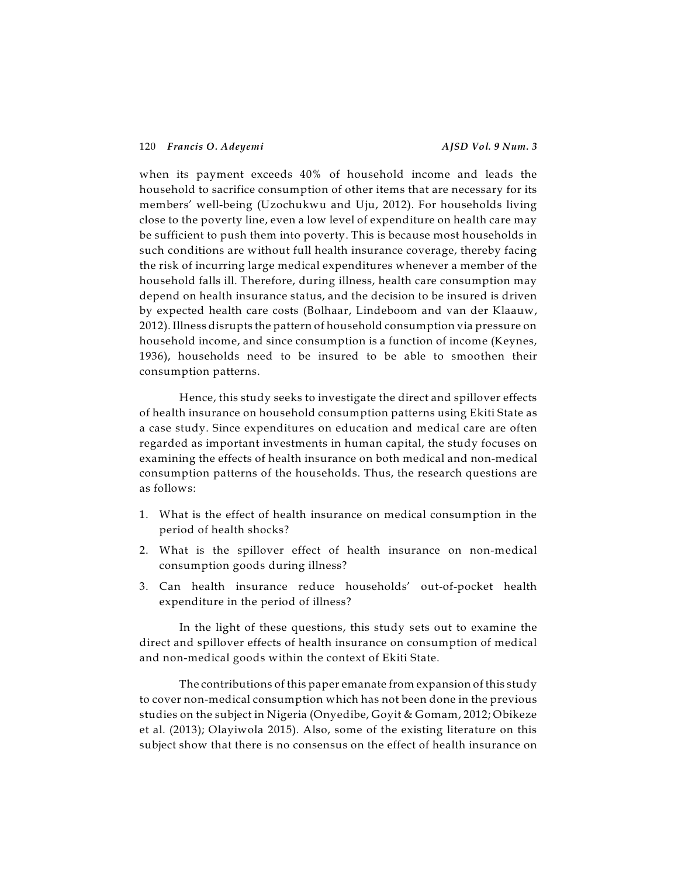when its payment exceeds 40% of household income and leads the household to sacrifice consumption of other items that are necessary for its members' well-being (Uzochukwu and Uju, 2012). For households living close to the poverty line, even a low level of expenditure on health care may be sufficient to push them into poverty. This is because most households in such conditions are without full health insurance coverage, thereby facing the risk of incurring large medical expenditures whenever a member of the household falls ill. Therefore, during illness, health care consumption may depend on health insurance status, and the decision to be insured is driven by expected health care costs (Bolhaar, Lindeboom and van der Klaauw, 2012). Illness disrupts the pattern of household consumption via pressure on household income, and since consumption is a function of income (Keynes, 1936), households need to be insured to be able to smoothen their consumption patterns.

Hence, this study seeks to investigate the direct and spillover effects of health insurance on household consumption patterns using Ekiti State as a case study. Since expenditures on education and medical care are often regarded as important investments in human capital, the study focuses on examining the effects of health insurance on both medical and non-medical consumption patterns of the households. Thus, the research questions are as follows:

1. What is the effect of health insurance on medical consumption in the period of health shocks?
2. What is the spillover effect of health insurance on non-medical consumption goods during illness?
3. Can health insurance reduce households' out-of-pocket health expenditure in the period of illness?

In the light of these questions, this study sets out to examine the direct and spillover effects of health insurance on consumption of medical and non-medical goods within the context of Ekiti State.

The contributions of this paper emanate from expansion of this study to cover non-medical consumption which has not been done in the previous studies on the subject in Nigeria (Onyedibe, Goyit & Gomam, 2012; Obikeze et al. (2013); Olayiwola 2015). Also, some of the existing literature on this subject show that there is no consensus on the effect of health insurance on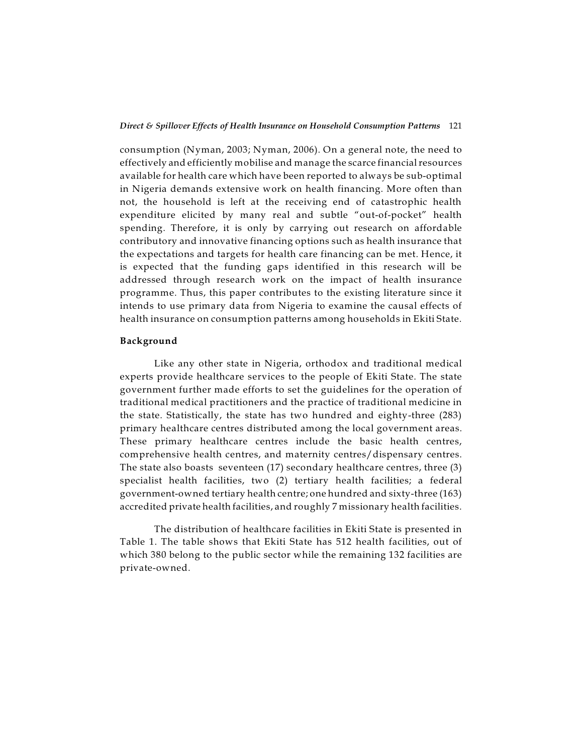consumption (Nyman, 2003; Nyman, 2006). On a general note, the need to effectively and efficiently mobilise and manage the scarce financial resources available for health care which have been reported to always be sub-optimal in Nigeria demands extensive work on health financing. More often than not, the household is left at the receiving end of catastrophic health expenditure elicited by many real and subtle "out-of-pocket" health spending. Therefore, it is only by carrying out research on affordable contributory and innovative financing options such as health insurance that the expectations and targets for health care financing can be met. Hence, it is expected that the funding gaps identified in this research will be addressed through research work on the impact of health insurance programme. Thus, this paper contributes to the existing literature since it intends to use primary data from Nigeria to examine the causal effects of health insurance on consumption patterns among households in Ekiti State.

## Background

Like any other state in Nigeria, orthodox and traditional medical experts provide healthcare services to the people of Ekiti State. The state government further made efforts to set the guidelines for the operation of traditional medical practitioners and the practice of traditional medicine in the state. Statistically, the state has two hundred and eighty-three (283) primary healthcare centres distributed among the local government areas. These primary healthcare centres include the basic health centres, comprehensive health centres, and maternity centres/dispensary centres. The state also boasts seventeen (17) secondary healthcare centres, three (3) specialist health facilities, two (2) tertiary health facilities; a federal government-owned tertiary health centre; one hundred and sixty-three (163) accredited private health facilities, and roughly 7 missionary health facilities.

The distribution of healthcare facilities in Ekiti State is presented in Table 1. The table shows that Ekiti State has 512 health facilities, out of which 380 belong to the public sector while the remaining 132 facilities are private-owned.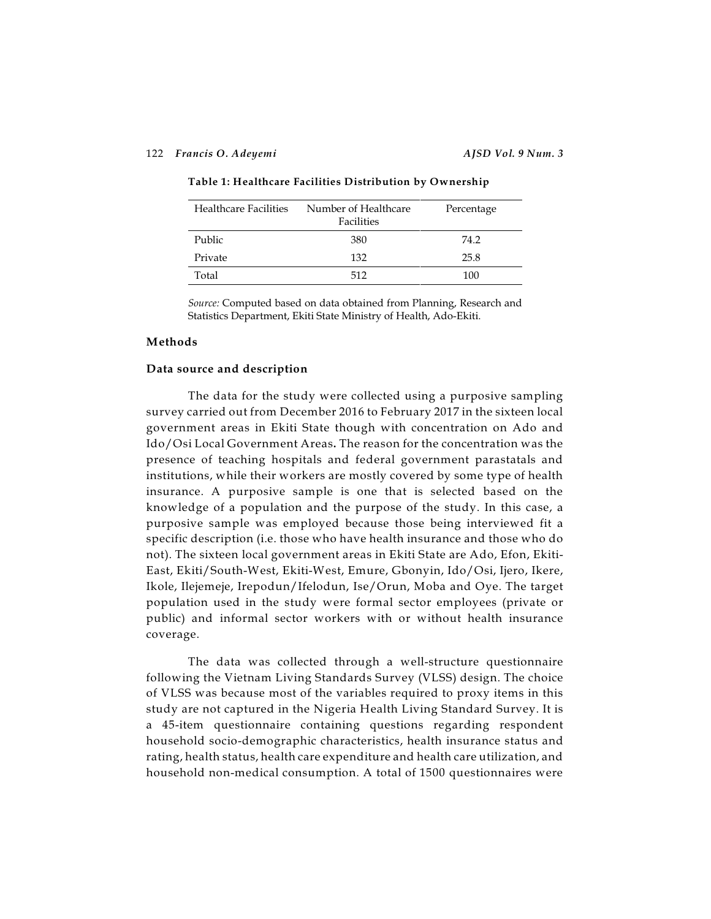**Table 1: Healthcare Facilities Distribution by Ownership**

| Healthcare Facilities | Number of Healthcare Facilities | Percentage |
|---|---|---|
| Public | 380 | 74.2 |
| Private | 132 | 25.8 |
| Total | 512 | 100 |

*Source:* Computed based on data obtained from Planning, Research and Statistics Department, Ekiti State Ministry of Health, Ado-Ekiti.

## Methods

### Data source and description

The data for the study were collected using a purposive sampling survey carried out from December 2016 to February 2017 in the sixteen local government areas in Ekiti State though with concentration on Ado and Ido/Osi Local Government Areas**.** The reason for the concentration was the presence of teaching hospitals and federal government parastatals and institutions, while their workers are mostly covered by some type of health insurance. A purposive sample is one that is selected based on the knowledge of a population and the purpose of the study. In this case, a purposive sample was employed because those being interviewed fit a specific description (i.e. those who have health insurance and those who do not). The sixteen local government areas in Ekiti State are Ado, Efon, Ekiti-East, Ekiti/South-West, Ekiti-West, Emure, Gbonyin, Ido/Osi, Ijero, Ikere, Ikole, Ilejemeje, Irepodun/Ifelodun, Ise/Orun, Moba and Oye. The target population used in the study were formal sector employees (private or public) and informal sector workers with or without health insurance coverage.

The data was collected through a well-structure questionnaire following the Vietnam Living Standards Survey (VLSS) design. The choice of VLSS was because most of the variables required to proxy items in this study are not captured in the Nigeria Health Living Standard Survey. It is a 45-item questionnaire containing questions regarding respondent household socio-demographic characteristics, health insurance status and rating, health status, health care expenditure and health care utilization, and household non-medical consumption. A total of 1500 questionnaires were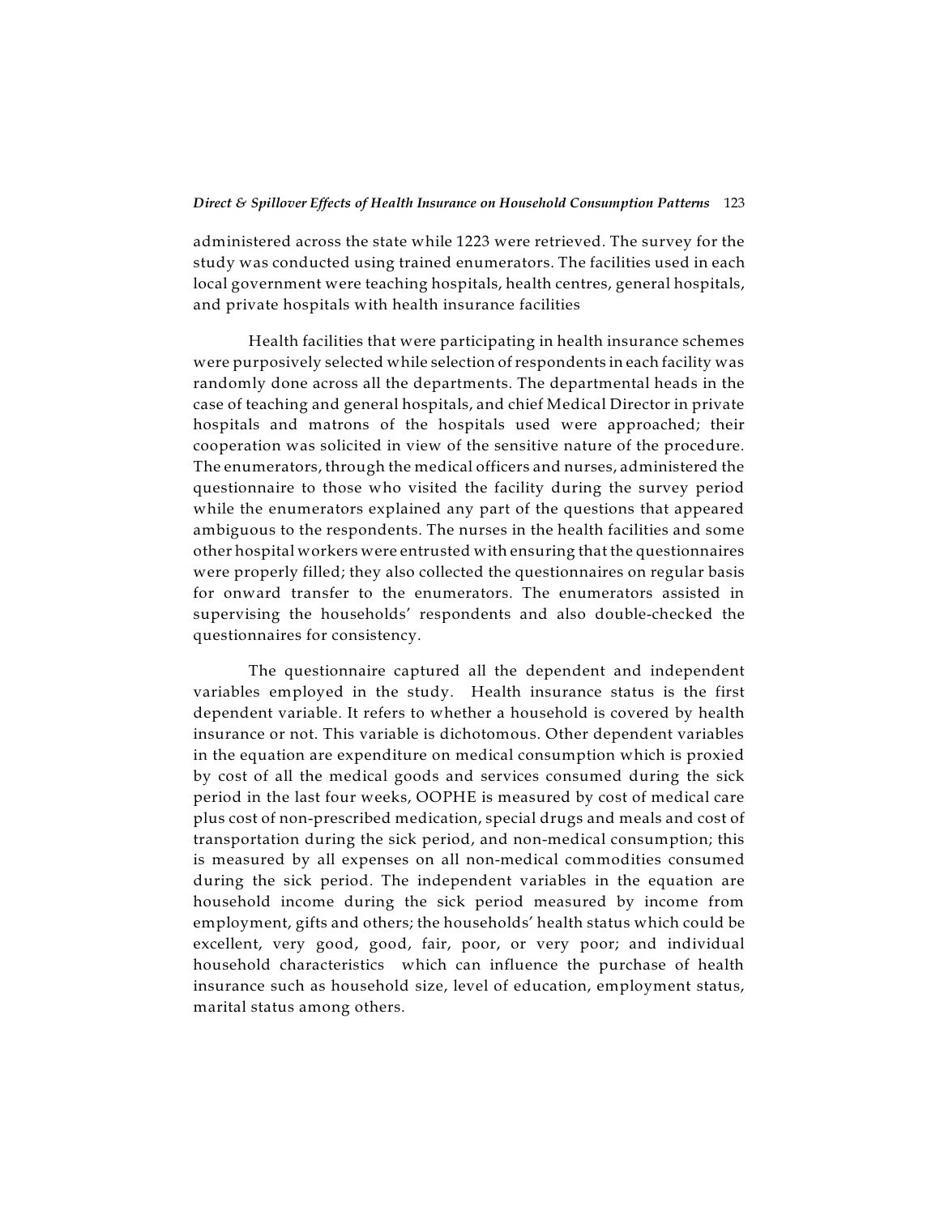administered across the state while 1223 were retrieved. The survey for the study was conducted using trained enumerators. The facilities used in each local government were teaching hospitals, health centres, general hospitals, and private hospitals with health insurance facilities

Health facilities that were participating in health insurance schemes were purposively selected while selection of respondents in each facility was randomly done across all the departments. The departmental heads in the case of teaching and general hospitals, and chief Medical Director in private hospitals and matrons of the hospitals used were approached; their cooperation was solicited in view of the sensitive nature of the procedure. The enumerators, through the medical officers and nurses, administered the questionnaire to those who visited the facility during the survey period while the enumerators explained any part of the questions that appeared ambiguous to the respondents. The nurses in the health facilities and some other hospital workers were entrusted with ensuring that the questionnaires were properly filled; they also collected the questionnaires on regular basis for onward transfer to the enumerators. The enumerators assisted in supervising the households' respondents and also double-checked the questionnaires for consistency.

The questionnaire captured all the dependent and independent variables employed in the study. Health insurance status is the first dependent variable. It refers to whether a household is covered by health insurance or not. This variable is dichotomous. Other dependent variables in the equation are expenditure on medical consumption which is proxied by cost of all the medical goods and services consumed during the sick period in the last four weeks, OOPHE is measured by cost of medical care plus cost of non-prescribed medication, special drugs and meals and cost of transportation during the sick period, and non-medical consumption; this is measured by all expenses on all non-medical commodities consumed during the sick period. The independent variables in the equation are household income during the sick period measured by income from employment, gifts and others; the households' health status which could be excellent, very good, good, fair, poor, or very poor; and individual household characteristics which can influence the purchase of health insurance such as household size, level of education, employment status, marital status among others.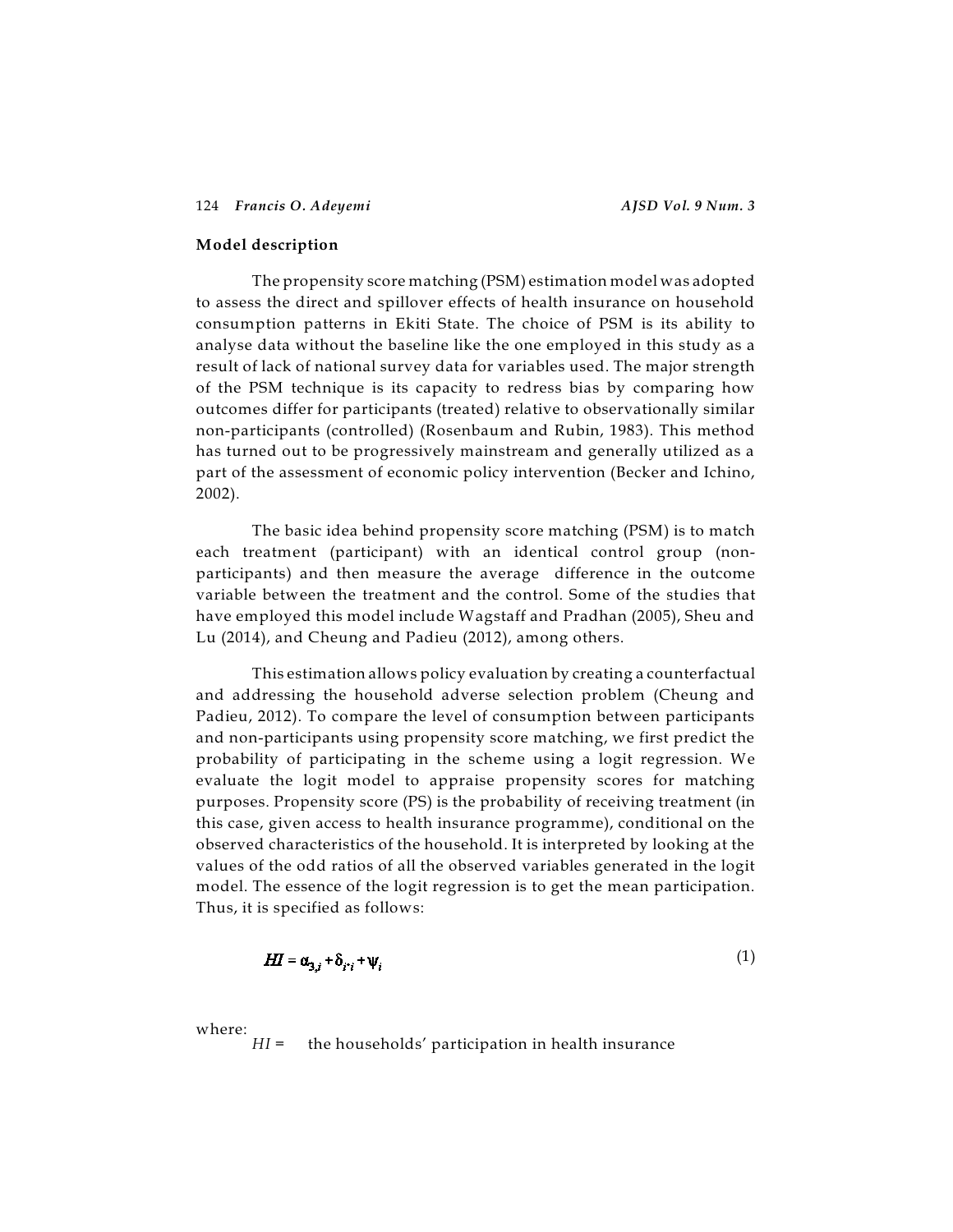### Model description

The propensity score matching (PSM) estimation model was adopted to assess the direct and spillover effects of health insurance on household consumption patterns in Ekiti State. The choice of PSM is its ability to analyse data without the baseline like the one employed in this study as a result of lack of national survey data for variables used. The major strength of the PSM technique is its capacity to redress bias by comparing how outcomes differ for participants (treated) relative to observationally similar non-participants (controlled) (Rosenbaum and Rubin, 1983). This method has turned out to be progressively mainstream and generally utilized as a part of the assessment of economic policy intervention (Becker and Ichino, 2002).

The basic idea behind propensity score matching (PSM) is to match each treatment (participant) with an identical control group (non-participants) and then measure the average difference in the outcome variable between the treatment and the control. Some of the studies that have employed this model include Wagstaff and Pradhan (2005), Sheu and Lu (2014), and Cheung and Padieu (2012), among others.

This estimation allows policy evaluation by creating a counterfactual and addressing the household adverse selection problem (Cheung and Padieu, 2012). To compare the level of consumption between participants and non-participants using propensity score matching, we first predict the probability of participating in the scheme using a logit regression. We evaluate the logit model to appraise propensity scores for matching purposes. Propensity score (PS) is the probability of receiving treatment (in this case, given access to health insurance programme), conditional on the observed characteristics of the household. It is interpreted by looking at the values of the odd ratios of all the observed variables generated in the logit model. The essence of the logit regression is to get the mean participation. Thus, it is specified as follows:

$$HI = \alpha_{3,j} + \delta_{i^{\cdot}i} + \psi_i \tag{1}$$

where:

$HI$ = the households' participation in health insurance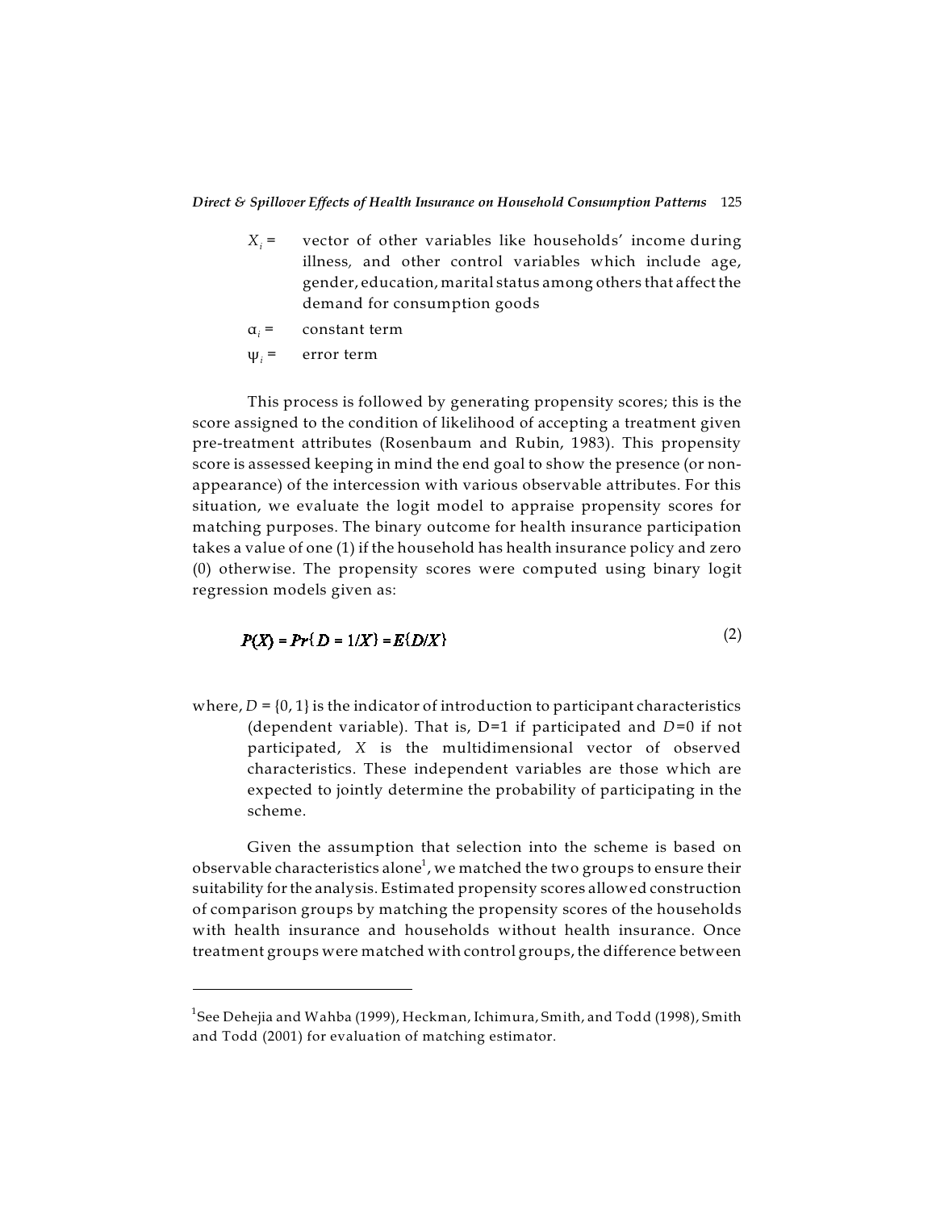$X_i$ = vector of other variables like households' income during illness, and other control variables which include age, gender, education, marital status among others that affect the demand for consumption goods

$\alpha_i$ = constant term

$\psi_i$ = error term

This process is followed by generating propensity scores; this is the score assigned to the condition of likelihood of accepting a treatment given pre-treatment attributes (Rosenbaum and Rubin, 1983). This propensity score is assessed keeping in mind the end goal to show the presence (or non-appearance) of the intercession with various observable attributes. For this situation, we evaluate the logit model to appraise propensity scores for matching purposes. The binary outcome for health insurance participation takes a value of one (1) if the household has health insurance policy and zero (0) otherwise. The propensity scores were computed using binary logit regression models given as:

$$P(X) = Pr\{D = 1/X\} = E\{D/X\} \tag{2}$$

where, $D = \{0, 1\}$ is the indicator of introduction to participant characteristics (dependent variable). That is, D=1 if participated and $D$=0 if not participated, $X$ is the multidimensional vector of observed characteristics. These independent variables are those which are expected to jointly determine the probability of participating in the scheme.

Given the assumption that selection into the scheme is based on observable characteristics alone[1], we matched the two groups to ensure their suitability for the analysis. Estimated propensity scores allowed construction of comparison groups by matching the propensity scores of the households with health insurance and households without health insurance. Once treatment groups were matched with control groups, the difference between

---

[1]See Dehejia and Wahba (1999), Heckman, Ichimura, Smith, and Todd (1998), Smith and Todd (2001) for evaluation of matching estimator.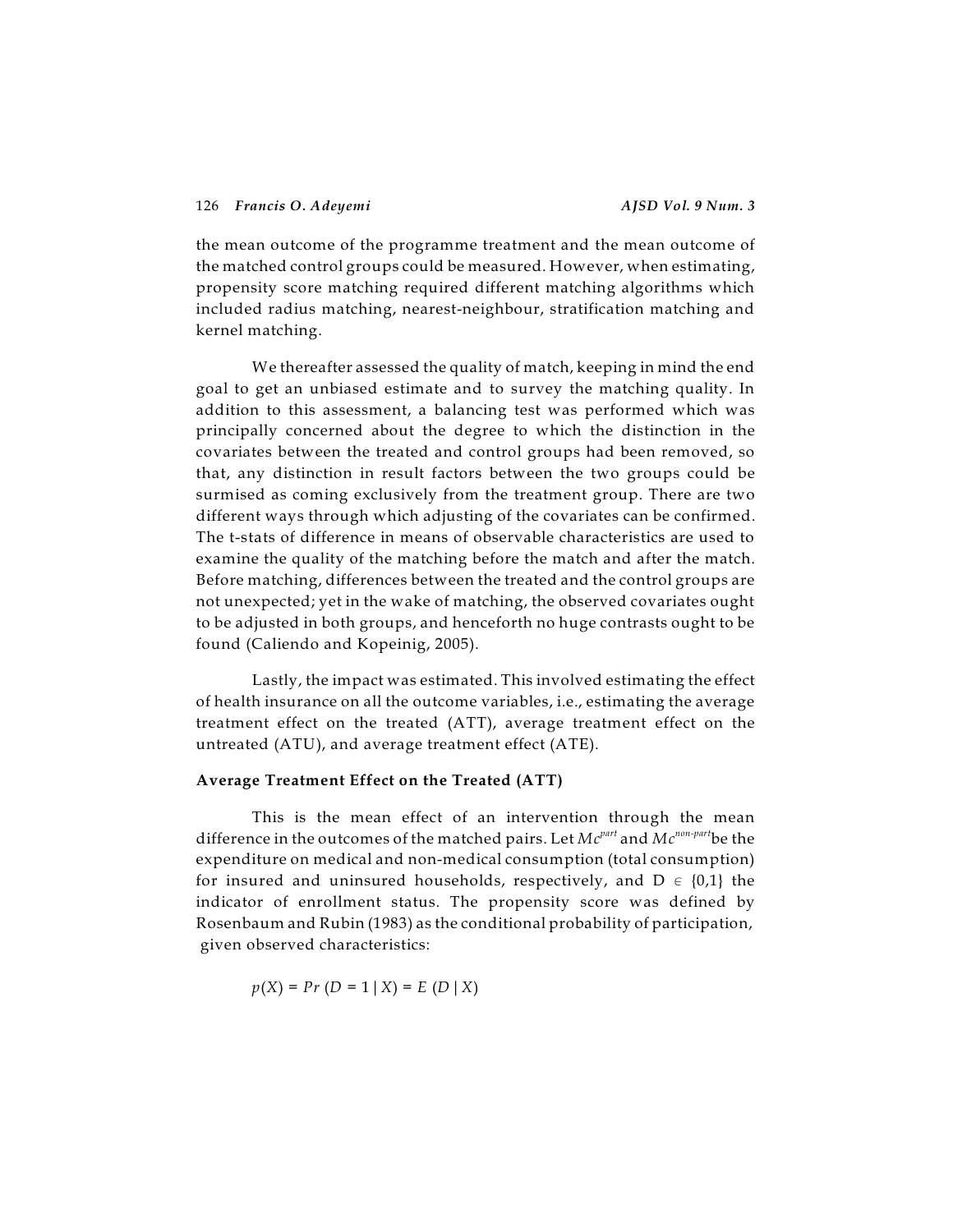the mean outcome of the programme treatment and the mean outcome of the matched control groups could be measured. However, when estimating, propensity score matching required different matching algorithms which included radius matching, nearest-neighbour, stratification matching and kernel matching.

We thereafter assessed the quality of match, keeping in mind the end goal to get an unbiased estimate and to survey the matching quality. In addition to this assessment, a balancing test was performed which was principally concerned about the degree to which the distinction in the covariates between the treated and control groups had been removed, so that, any distinction in result factors between the two groups could be surmised as coming exclusively from the treatment group. There are two different ways through which adjusting of the covariates can be confirmed. The t-stats of difference in means of observable characteristics are used to examine the quality of the matching before the match and after the match. Before matching, differences between the treated and the control groups are not unexpected; yet in the wake of matching, the observed covariates ought to be adjusted in both groups, and henceforth no huge contrasts ought to be found (Caliendo and Kopeinig, 2005).

Lastly, the impact was estimated. This involved estimating the effect of health insurance on all the outcome variables, i.e., estimating the average treatment effect on the treated (ATT), average treatment effect on the untreated (ATU), and average treatment effect (ATE).

**Average Treatment Effect on the Treated (ATT)**

This is the mean effect of an intervention through the mean difference in the outcomes of the matched pairs. Let $Mc^{part}$ and $Mc^{non\text{-}part}$ be the expenditure on medical and non-medical consumption (total consumption) for insured and uninsured households, respectively, and $D \in \{0,1\}$ the indicator of enrollment status. The propensity score was defined by Rosenbaum and Rubin (1983) as the conditional probability of participation, given observed characteristics:

$$p(X) = Pr\ (D = 1 \mid X) = E\ (D \mid X)$$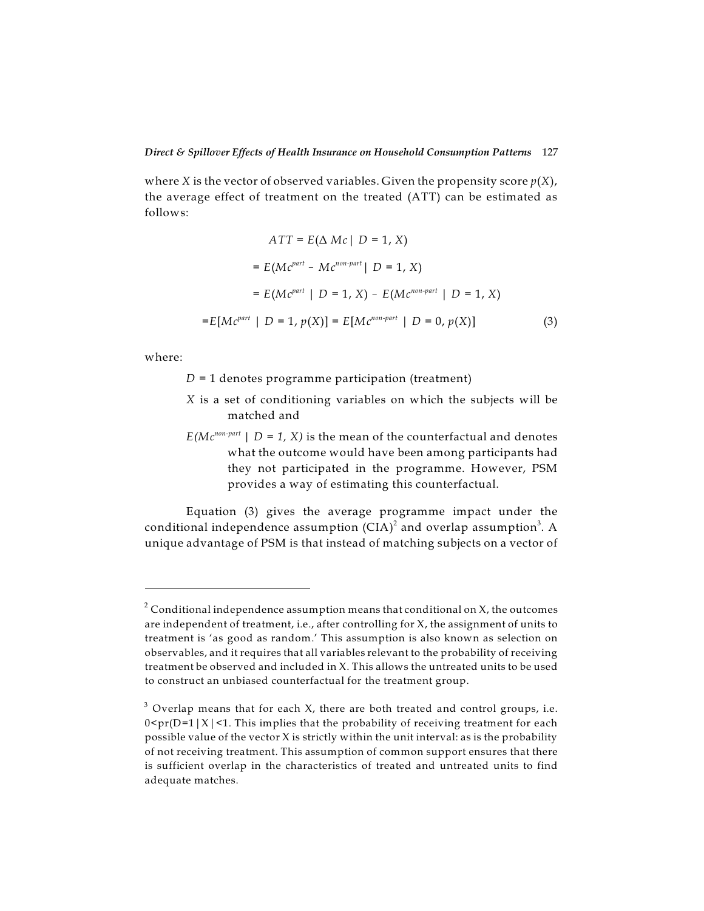where $X$ is the vector of observed variables. Given the propensity score $p(X)$, the average effect of treatment on the treated (ATT) can be estimated as follows:

$$ATT = E(\Delta\, Mc \mid D = 1, X)$$

$$= E(Mc^{part} - Mc^{non\text{-}part} \mid D = 1, X)$$

$$= E(Mc^{part} \mid D = 1, X) - E(Mc^{non\text{-}part} \mid D = 1, X)$$

$$= E[Mc^{part} \mid D = 1, p(X)] = E[Mc^{non\text{-}part} \mid D = 0, p(X)] \tag{3}$$

where:

- $D = 1$ denotes programme participation (treatment)
- $X$ is a set of conditioning variables on which the subjects will be matched and
- $E(Mc^{non\text{-}part} \mid D = 1, X)$ is the mean of the counterfactual and denotes what the outcome would have been among participants had they not participated in the programme. However, PSM provides a way of estimating this counterfactual.

Equation (3) gives the average programme impact under the conditional independence assumption (CIA)[2] and overlap assumption[3]. A unique advantage of PSM is that instead of matching subjects on a vector of

---

[2] Conditional independence assumption means that conditional on X, the outcomes are independent of treatment, i.e., after controlling for X, the assignment of units to treatment is 'as good as random.' This assumption is also known as selection on observables, and it requires that all variables relevant to the probability of receiving treatment be observed and included in X. This allows the untreated units to be used to construct an unbiased counterfactual for the treatment group.

[3] Overlap means that for each X, there are both treated and control groups, i.e. $0<pr(D=1|X|<1$. This implies that the probability of receiving treatment for each possible value of the vector X is strictly within the unit interval: as is the probability of not receiving treatment. This assumption of common support ensures that there is sufficient overlap in the characteristics of treated and untreated units to find adequate matches.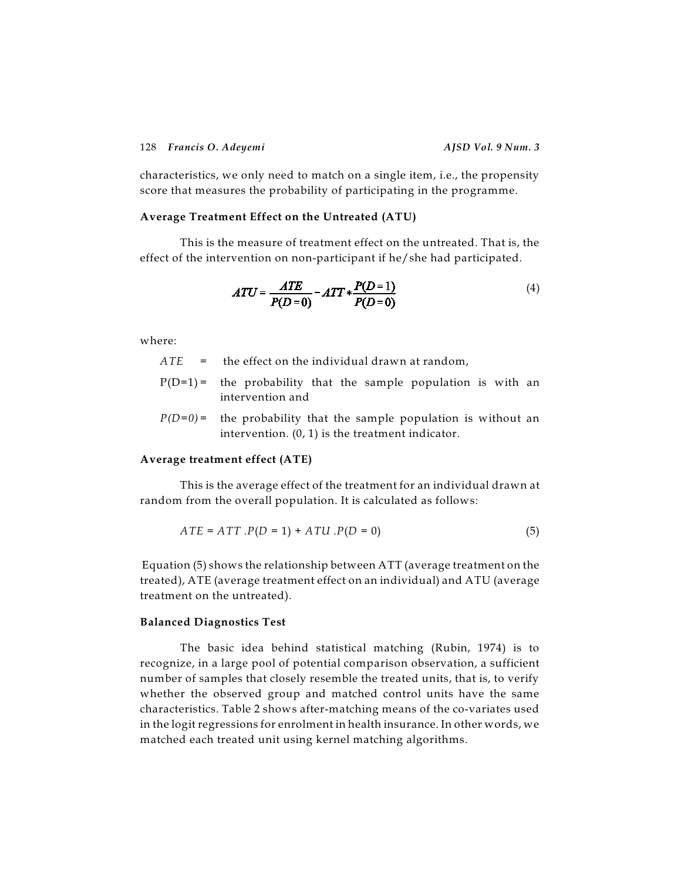characteristics, we only need to match on a single item, i.e., the propensity score that measures the probability of participating in the programme.

### Average Treatment Effect on the Untreated (ATU)

This is the measure of treatment effect on the untreated. That is, the effect of the intervention on non-participant if he/she had participated.

$$ATU = \frac{ATE}{P(D=0)} - ATT * \frac{P(D=1)}{P(D=0)} \tag{4}$$

where:

- $ATE$ = the effect on the individual drawn at random,
- $P(D=1)$ = the probability that the sample population is with an intervention and
- $P(D=0)$ = the probability that the sample population is without an intervention. (0, 1) is the treatment indicator.

### Average treatment effect (ATE)

This is the average effect of the treatment for an individual drawn at random from the overall population. It is calculated as follows:

$$ATE = ATT \,.P(D = 1) + ATU \,.P(D = 0) \tag{5}$$

Equation (5) shows the relationship between ATT (average treatment on the treated), ATE (average treatment effect on an individual) and ATU (average treatment on the untreated).

### Balanced Diagnostics Test

The basic idea behind statistical matching (Rubin, 1974) is to recognize, in a large pool of potential comparison observation, a sufficient number of samples that closely resemble the treated units, that is, to verify whether the observed group and matched control units have the same characteristics. Table 2 shows after-matching means of the co-variates used in the logit regressions for enrolment in health insurance. In other words, we matched each treated unit using kernel matching algorithms.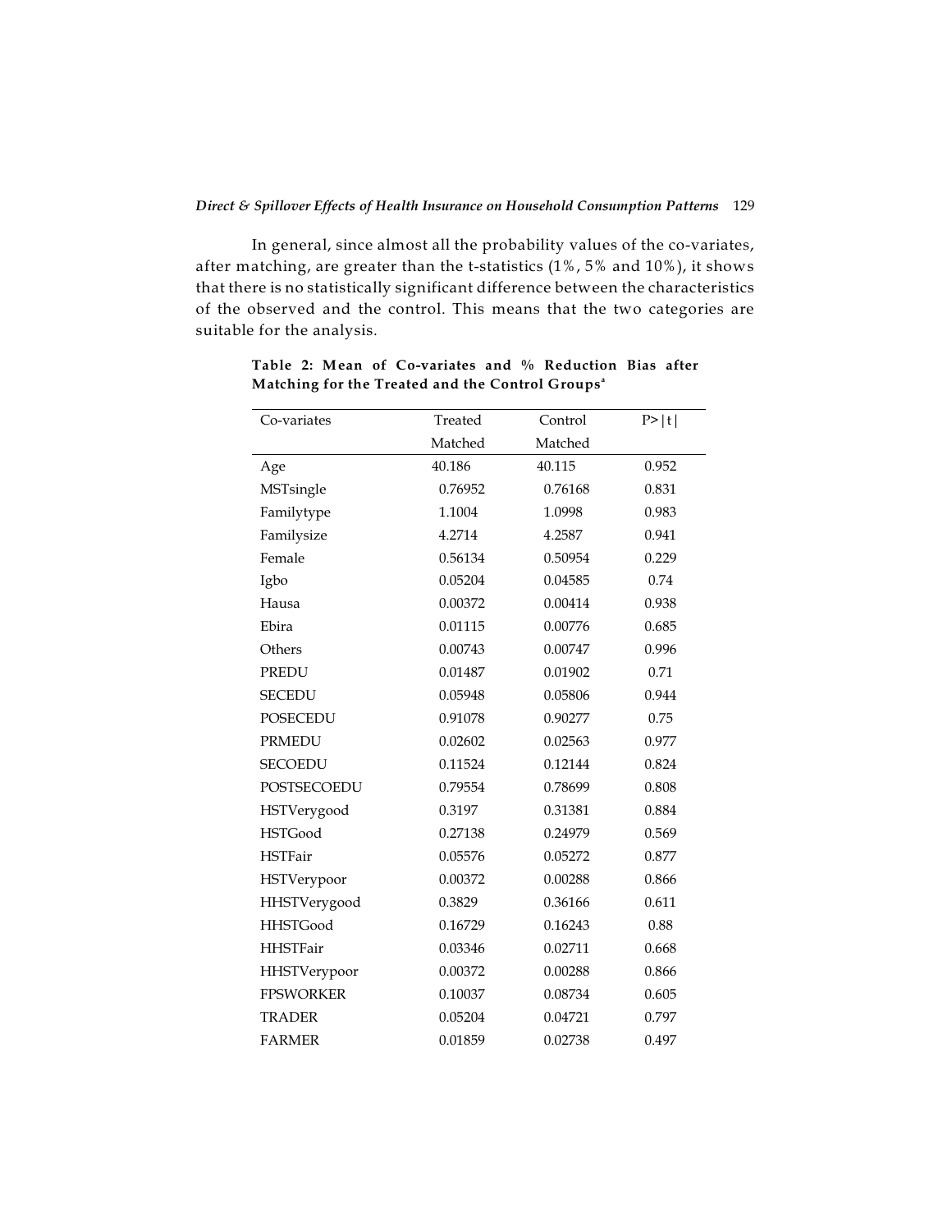In general, since almost all the probability values of the co-variates, after matching, are greater than the t-statistics (1%, 5% and 10%), it shows that there is no statistically significant difference between the characteristics of the observed and the control. This means that the two categories are suitable for the analysis.

**Table 2: Mean of Co-variates and % Reduction Bias after Matching for the Treated and the Control Groups[a]**

| Co-variates | Treated Matched | Control Matched | P>\|t\| |
|---|---|---|---|
| Age | 40.186 | 40.115 | 0.952 |
| MSTsingle | 0.76952 | 0.76168 | 0.831 |
| Familytype | 1.1004 | 1.0998 | 0.983 |
| Familysize | 4.2714 | 4.2587 | 0.941 |
| Female | 0.56134 | 0.50954 | 0.229 |
| Igbo | 0.05204 | 0.04585 | 0.74 |
| Hausa | 0.00372 | 0.00414 | 0.938 |
| Ebira | 0.01115 | 0.00776 | 0.685 |
| Others | 0.00743 | 0.00747 | 0.996 |
| PREDU | 0.01487 | 0.01902 | 0.71 |
| SECEDU | 0.05948 | 0.05806 | 0.944 |
| POSECEDU | 0.91078 | 0.90277 | 0.75 |
| PRMEDU | 0.02602 | 0.02563 | 0.977 |
| SECOEDU | 0.11524 | 0.12144 | 0.824 |
| POSTSECOEDU | 0.79554 | 0.78699 | 0.808 |
| HSTVerygood | 0.3197 | 0.31381 | 0.884 |
| HSTGood | 0.27138 | 0.24979 | 0.569 |
| HSTFair | 0.05576 | 0.05272 | 0.877 |
| HSTVerypoor | 0.00372 | 0.00288 | 0.866 |
| HHSTVerygood | 0.3829 | 0.36166 | 0.611 |
| HHSTGood | 0.16729 | 0.16243 | 0.88 |
| HHSTFair | 0.03346 | 0.02711 | 0.668 |
| HHSTVerypoor | 0.00372 | 0.00288 | 0.866 |
| FPSWORKER | 0.10037 | 0.08734 | 0.605 |
| TRADER | 0.05204 | 0.04721 | 0.797 |
| FARMER | 0.01859 | 0.02738 | 0.497 |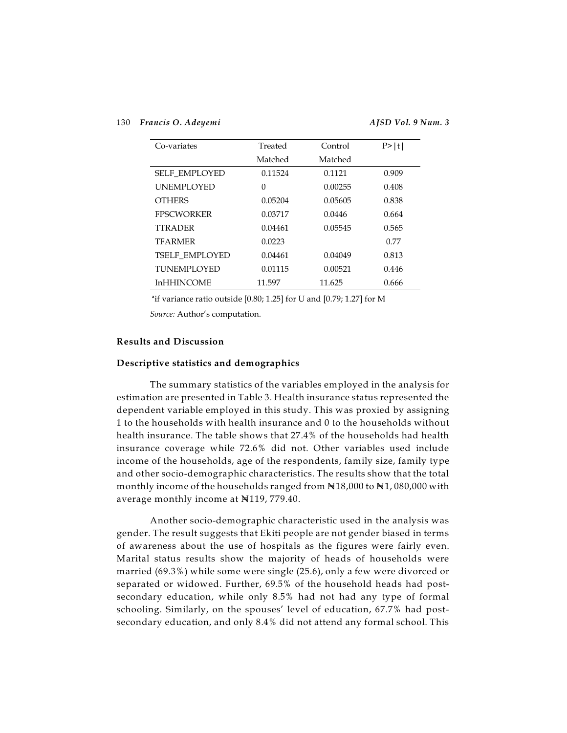| Co-variates | Treated Matched | Control Matched | P>\|t\| |
|---|---|---|---|
| SELF_EMPLOYED | 0.11524 | 0.1121 | 0.909 |
| UNEMPLOYED | 0 | 0.00255 | 0.408 |
| OTHERS | 0.05204 | 0.05605 | 0.838 |
| FPSCWORKER | 0.03717 | 0.0446 | 0.664 |
| TTRADER | 0.04461 | 0.05545 | 0.565 |
| TFARMER | 0.0223 | | 0.77 |
| TSELF_EMPLOYED | 0.04461 | 0.04049 | 0.813 |
| TUNEMPLOYED | 0.01115 | 0.00521 | 0.446 |
| lnHHINCOME | 11.597 | 11.625 | 0.666 |

[a]if variance ratio outside [0.80; 1.25] for U and [0.79; 1.27] for M

*Source:* Author's computation.

### Results and Discussion

#### Descriptive statistics and demographics

The summary statistics of the variables employed in the analysis for estimation are presented in Table 3. Health insurance status represented the dependent variable employed in this study. This was proxied by assigning 1 to the households with health insurance and 0 to the households without health insurance. The table shows that 27.4% of the households had health insurance coverage while 72.6% did not. Other variables used include income of the households, age of the respondents, family size, family type and other socio-demographic characteristics. The results show that the total monthly income of the households ranged from ₦18,000 to ₦1, 080,000 with average monthly income at ₦119, 779.40.

Another socio-demographic characteristic used in the analysis was gender. The result suggests that Ekiti people are not gender biased in terms of awareness about the use of hospitals as the figures were fairly even. Marital status results show the majority of heads of households were married (69.3%) while some were single (25.6), only a few were divorced or separated or widowed. Further, 69.5% of the household heads had post-secondary education, while only 8.5% had not had any type of formal schooling. Similarly, on the spouses' level of education, 67.7% had post-secondary education, and only 8.4% did not attend any formal school. This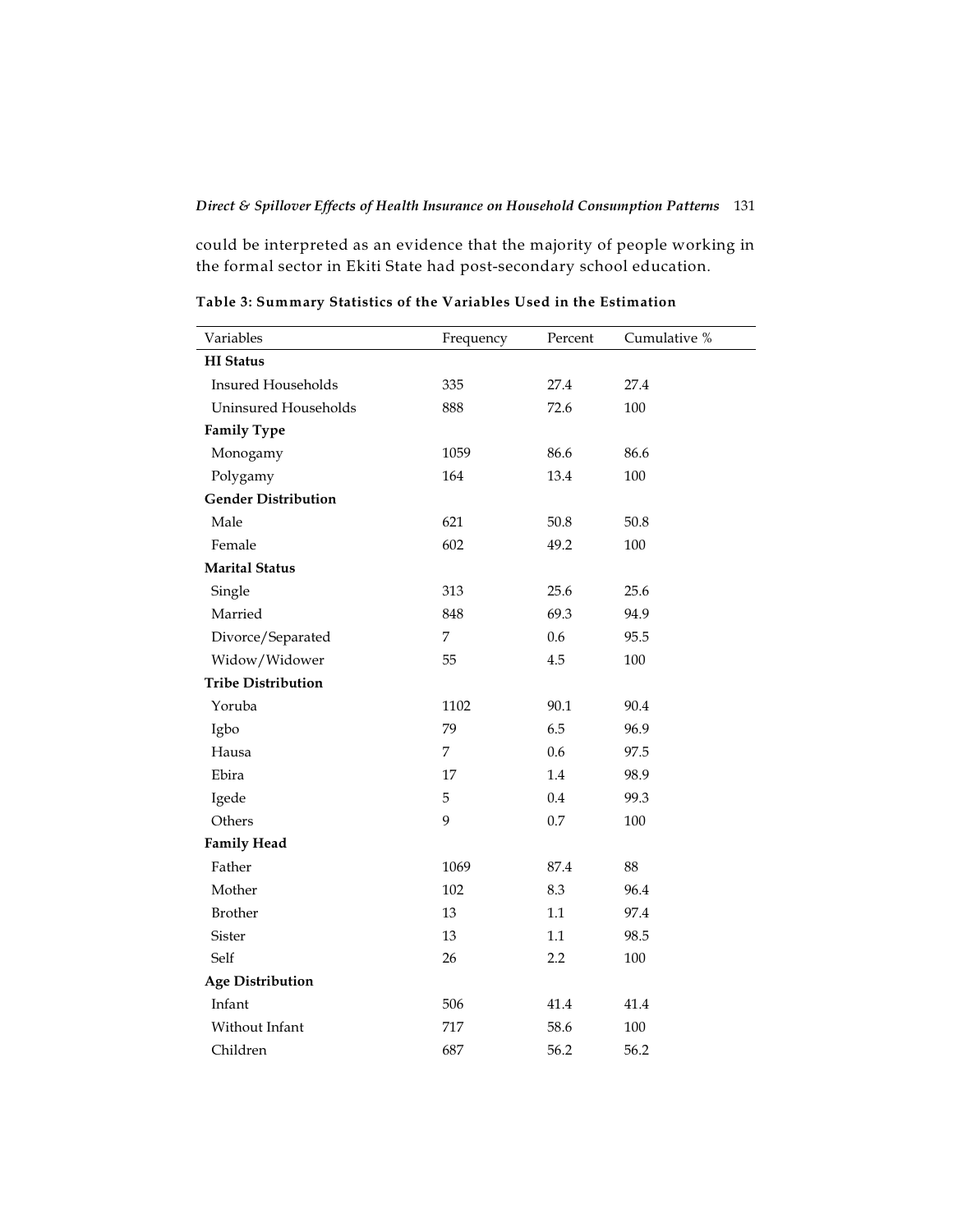could be interpreted as an evidence that the majority of people working in the formal sector in Ekiti State had post-secondary school education.

**Table 3: Summary Statistics of the Variables Used in the Estimation**

| Variables | Frequency | Percent | Cumulative % |
|---|---|---|---|
| **HI Status** | | | |
| Insured Households | 335 | 27.4 | 27.4 |
| Uninsured Households | 888 | 72.6 | 100 |
| **Family Type** | | | |
| Monogamy | 1059 | 86.6 | 86.6 |
| Polygamy | 164 | 13.4 | 100 |
| **Gender Distribution** | | | |
| Male | 621 | 50.8 | 50.8 |
| Female | 602 | 49.2 | 100 |
| **Marital Status** | | | |
| Single | 313 | 25.6 | 25.6 |
| Married | 848 | 69.3 | 94.9 |
| Divorce/Separated | 7 | 0.6 | 95.5 |
| Widow/Widower | 55 | 4.5 | 100 |
| **Tribe Distribution** | | | |
| Yoruba | 1102 | 90.1 | 90.4 |
| Igbo | 79 | 6.5 | 96.9 |
| Hausa | 7 | 0.6 | 97.5 |
| Ebira | 17 | 1.4 | 98.9 |
| Igede | 5 | 0.4 | 99.3 |
| Others | 9 | 0.7 | 100 |
| **Family Head** | | | |
| Father | 1069 | 87.4 | 88 |
| Mother | 102 | 8.3 | 96.4 |
| Brother | 13 | 1.1 | 97.4 |
| Sister | 13 | 1.1 | 98.5 |
| Self | 26 | 2.2 | 100 |
| **Age Distribution** | | | |
| Infant | 506 | 41.4 | 41.4 |
| Without Infant | 717 | 58.6 | 100 |
| Children | 687 | 56.2 | 56.2 |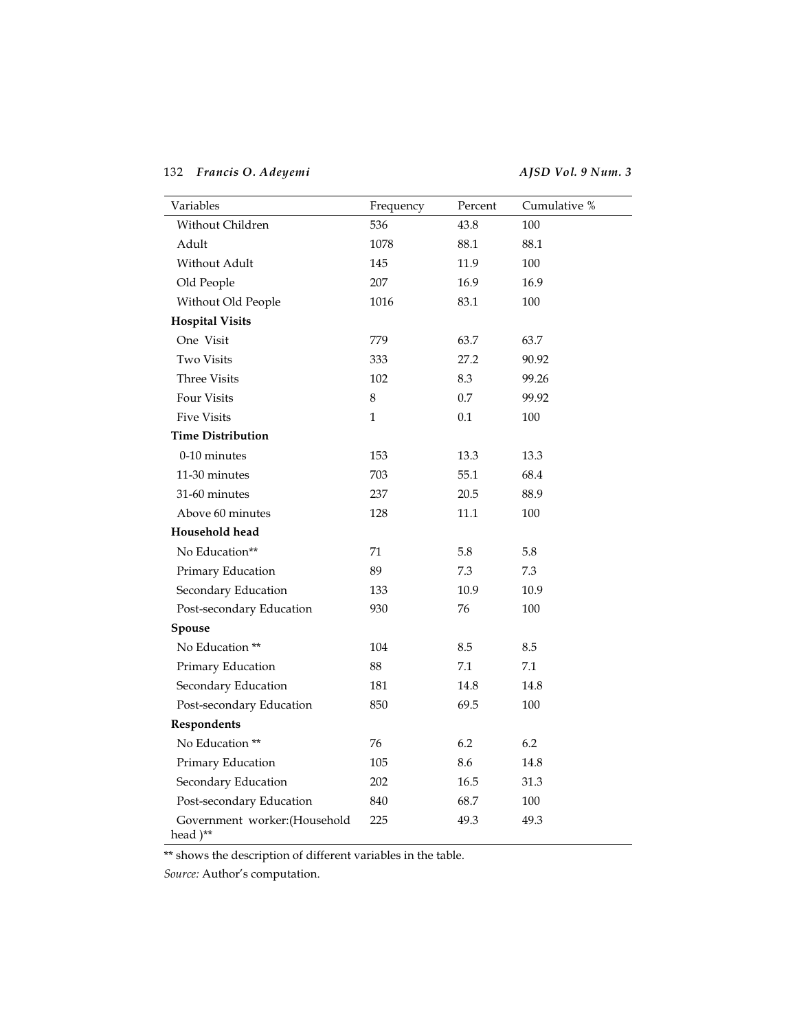| Variables | Frequency | Percent | Cumulative % |
|---|---|---|---|
| Without Children | 536 | 43.8 | 100 |
| Adult | 1078 | 88.1 | 88.1 |
| Without Adult | 145 | 11.9 | 100 |
| Old People | 207 | 16.9 | 16.9 |
| Without Old People | 1016 | 83.1 | 100 |
| **Hospital Visits** | | | |
| One Visit | 779 | 63.7 | 63.7 |
| Two Visits | 333 | 27.2 | 90.92 |
| Three Visits | 102 | 8.3 | 99.26 |
| Four Visits | 8 | 0.7 | 99.92 |
| Five Visits | 1 | 0.1 | 100 |
| **Time Distribution** | | | |
| 0-10 minutes | 153 | 13.3 | 13.3 |
| 11-30 minutes | 703 | 55.1 | 68.4 |
| 31-60 minutes | 237 | 20.5 | 88.9 |
| Above 60 minutes | 128 | 11.1 | 100 |
| **Household head** | | | |
| No Education** | 71 | 5.8 | 5.8 |
| Primary Education | 89 | 7.3 | 7.3 |
| Secondary Education | 133 | 10.9 | 10.9 |
| Post-secondary Education | 930 | 76 | 100 |
| **Spouse** | | | |
| No Education ** | 104 | 8.5 | 8.5 |
| Primary Education | 88 | 7.1 | 7.1 |
| Secondary Education | 181 | 14.8 | 14.8 |
| Post-secondary Education | 850 | 69.5 | 100 |
| **Respondents** | | | |
| No Education ** | 76 | 6.2 | 6.2 |
| Primary Education | 105 | 8.6 | 14.8 |
| Secondary Education | 202 | 16.5 | 31.3 |
| Post-secondary Education | 840 | 68.7 | 100 |
| Government worker:(Household head )** | 225 | 49.3 | 49.3 |

** shows the description of different variables in the table.

*Source:* Author's computation.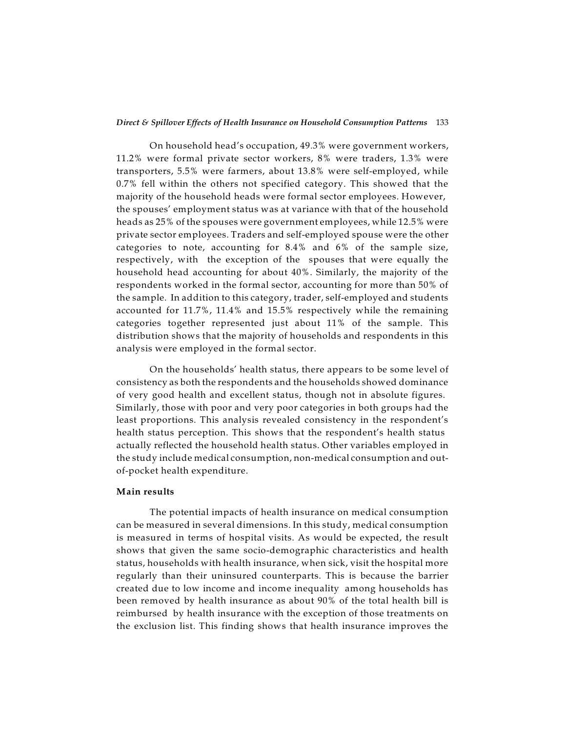On household head's occupation, 49.3% were government workers, 11.2% were formal private sector workers, 8% were traders, 1.3% were transporters, 5.5% were farmers, about 13.8% were self-employed, while 0.7% fell within the others not specified category. This showed that the majority of the household heads were formal sector employees. However, the spouses' employment status was at variance with that of the household heads as 25% of the spouses were government employees, while 12.5% were private sector employees. Traders and self-employed spouse were the other categories to note, accounting for 8.4% and 6% of the sample size, respectively, with the exception of the spouses that were equally the household head accounting for about 40%. Similarly, the majority of the respondents worked in the formal sector, accounting for more than 50% of the sample. In addition to this category, trader, self-employed and students accounted for 11.7%, 11.4% and 15.5% respectively while the remaining categories together represented just about 11% of the sample. This distribution shows that the majority of households and respondents in this analysis were employed in the formal sector.

On the households' health status, there appears to be some level of consistency as both the respondents and the households showed dominance of very good health and excellent status, though not in absolute figures. Similarly, those with poor and very poor categories in both groups had the least proportions. This analysis revealed consistency in the respondent's health status perception. This shows that the respondent's health status actually reflected the household health status. Other variables employed in the study include medical consumption, non-medical consumption and out-of-pocket health expenditure.

**Main results**

The potential impacts of health insurance on medical consumption can be measured in several dimensions. In this study, medical consumption is measured in terms of hospital visits. As would be expected, the result shows that given the same socio-demographic characteristics and health status, households with health insurance, when sick, visit the hospital more regularly than their uninsured counterparts. This is because the barrier created due to low income and income inequality among households has been removed by health insurance as about 90% of the total health bill is reimbursed by health insurance with the exception of those treatments on the exclusion list. This finding shows that health insurance improves the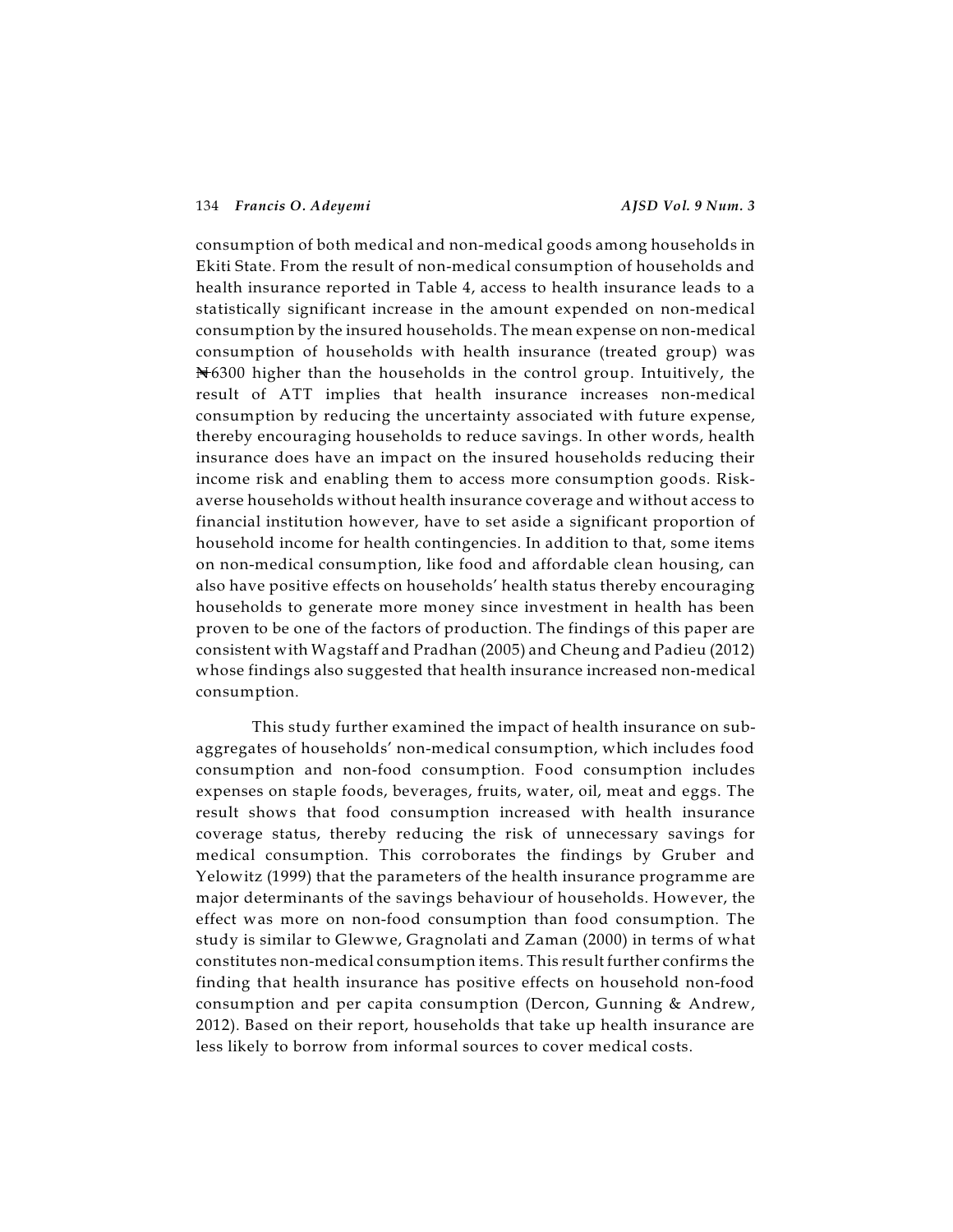consumption of both medical and non-medical goods among households in Ekiti State. From the result of non-medical consumption of households and health insurance reported in Table 4, access to health insurance leads to a statistically significant increase in the amount expended on non-medical consumption by the insured households. The mean expense on non-medical consumption of households with health insurance (treated group) was ₦6300 higher than the households in the control group. Intuitively, the result of ATT implies that health insurance increases non-medical consumption by reducing the uncertainty associated with future expense, thereby encouraging households to reduce savings. In other words, health insurance does have an impact on the insured households reducing their income risk and enabling them to access more consumption goods. Risk-averse households without health insurance coverage and without access to financial institution however, have to set aside a significant proportion of household income for health contingencies. In addition to that, some items on non-medical consumption, like food and affordable clean housing, can also have positive effects on households' health status thereby encouraging households to generate more money since investment in health has been proven to be one of the factors of production. The findings of this paper are consistent with Wagstaff and Pradhan (2005) and Cheung and Padieu (2012) whose findings also suggested that health insurance increased non-medical consumption.

This study further examined the impact of health insurance on sub-aggregates of households' non-medical consumption, which includes food consumption and non-food consumption. Food consumption includes expenses on staple foods, beverages, fruits, water, oil, meat and eggs. The result shows that food consumption increased with health insurance coverage status, thereby reducing the risk of unnecessary savings for medical consumption. This corroborates the findings by Gruber and Yelowitz (1999) that the parameters of the health insurance programme are major determinants of the savings behaviour of households. However, the effect was more on non-food consumption than food consumption. The study is similar to Glewwe, Gragnolati and Zaman (2000) in terms of what constitutes non-medical consumption items. This result further confirms the finding that health insurance has positive effects on household non-food consumption and per capita consumption (Dercon, Gunning & Andrew, 2012). Based on their report, households that take up health insurance are less likely to borrow from informal sources to cover medical costs.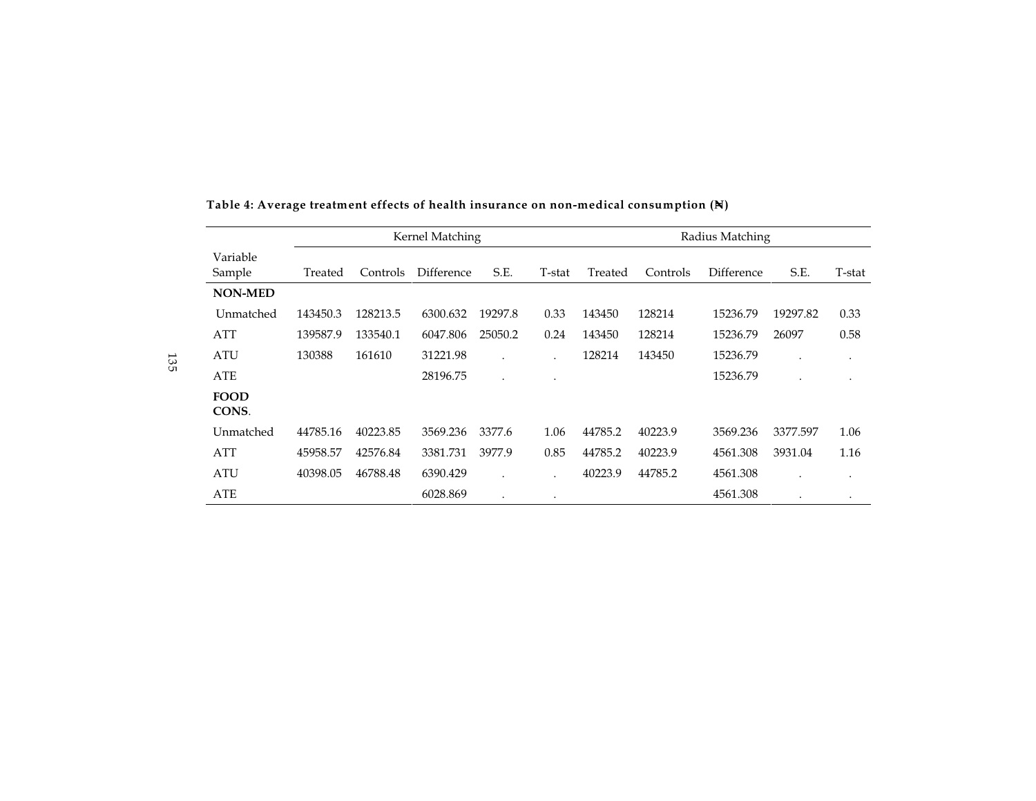**Table 4: Average treatment effects of health insurance on non-medical consumption (₦)**

| | Kernel Matching | | | | | Radius Matching | | | | |
|---|---|---|---|---|---|---|---|---|---|---|
| Variable Sample | Treated | Controls | Difference | S.E. | T-stat | Treated | Controls | Difference | S.E. | T-stat |
| **NON-MED** | | | | | | | | | | |
| Unmatched | 143450.3 | 128213.5 | 6300.632 | 19297.8 | 0.33 | 143450 | 128214 | 15236.79 | 19297.82 | 0.33 |
| ATT | 139587.9 | 133540.1 | 6047.806 | 25050.2 | 0.24 | 143450 | 128214 | 15236.79 | 26097 | 0.58 |
| ATU | 130388 | 161610 | 31221.98 | . | . | 128214 | 143450 | 15236.79 | . | . |
| ATE | | | 28196.75 | . | . | | | 15236.79 | . | . |
| **FOOD CONS**. | | | | | | | | | | |
| Unmatched | 44785.16 | 40223.85 | 3569.236 | 3377.6 | 1.06 | 44785.2 | 40223.9 | 3569.236 | 3377.597 | 1.06 |
| ATT | 45958.57 | 42576.84 | 3381.731 | 3977.9 | 0.85 | 44785.2 | 40223.9 | 4561.308 | 3931.04 | 1.16 |
| ATU | 40398.05 | 46788.48 | 6390.429 | . | . | 40223.9 | 44785.2 | 4561.308 | . | . |
| ATE | | | 6028.869 | . | . | | | 4561.308 | . | . |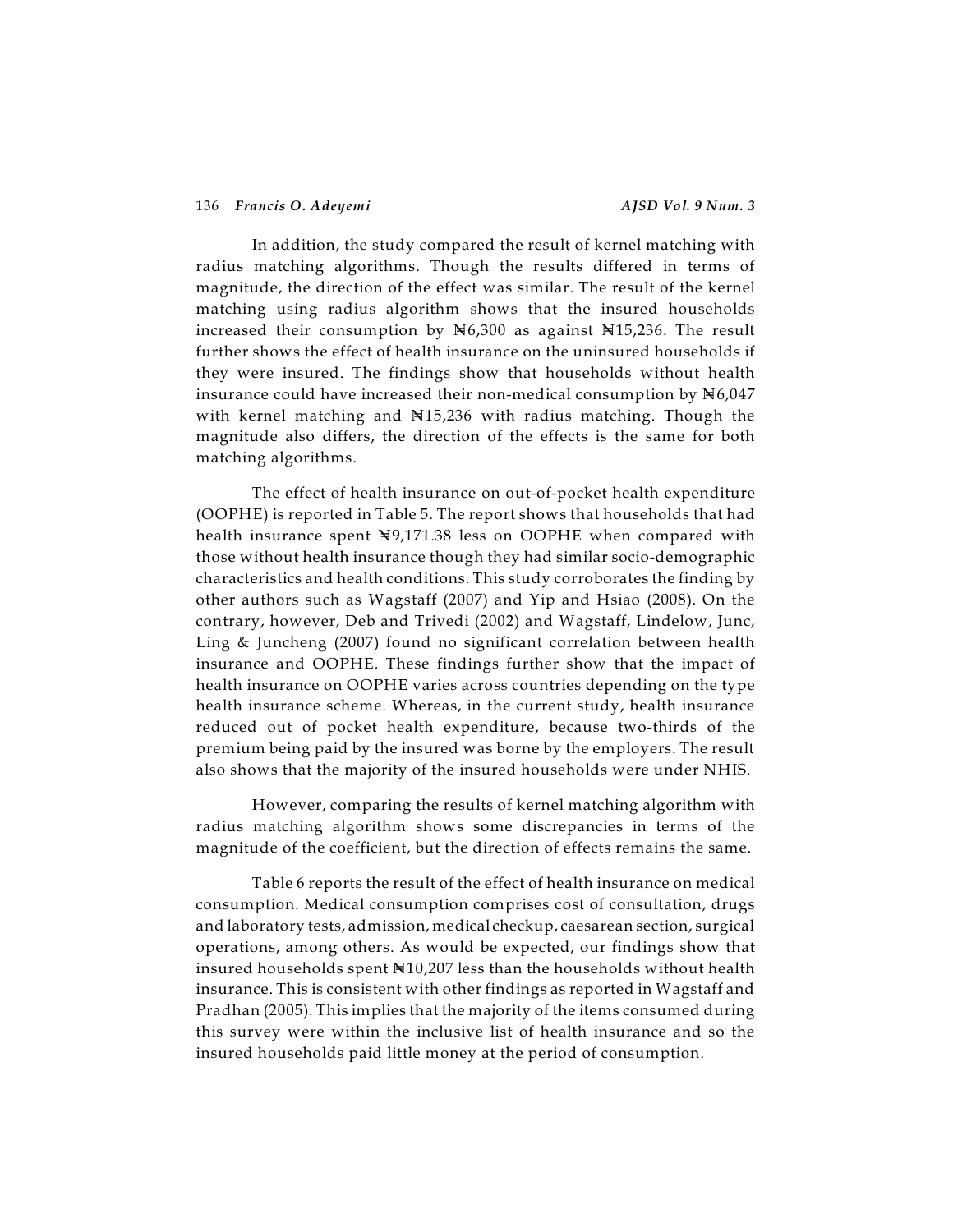In addition, the study compared the result of kernel matching with radius matching algorithms. Though the results differed in terms of magnitude, the direction of the effect was similar. The result of the kernel matching using radius algorithm shows that the insured households increased their consumption by ₦6,300 as against ₦15,236. The result further shows the effect of health insurance on the uninsured households if they were insured. The findings show that households without health insurance could have increased their non-medical consumption by ₦6,047 with kernel matching and ₦15,236 with radius matching. Though the magnitude also differs, the direction of the effects is the same for both matching algorithms.

The effect of health insurance on out-of-pocket health expenditure (OOPHE) is reported in Table 5. The report shows that households that had health insurance spent ₦9,171.38 less on OOPHE when compared with those without health insurance though they had similar socio-demographic characteristics and health conditions. This study corroborates the finding by other authors such as Wagstaff (2007) and Yip and Hsiao (2008). On the contrary, however, Deb and Trivedi (2002) and Wagstaff, Lindelow, Junc, Ling & Juncheng (2007) found no significant correlation between health insurance and OOPHE. These findings further show that the impact of health insurance on OOPHE varies across countries depending on the type health insurance scheme. Whereas, in the current study, health insurance reduced out of pocket health expenditure, because two-thirds of the premium being paid by the insured was borne by the employers. The result also shows that the majority of the insured households were under NHIS.

However, comparing the results of kernel matching algorithm with radius matching algorithm shows some discrepancies in terms of the magnitude of the coefficient, but the direction of effects remains the same.

Table 6 reports the result of the effect of health insurance on medical consumption. Medical consumption comprises cost of consultation, drugs and laboratory tests, admission, medical checkup, caesarean section, surgical operations, among others. As would be expected, our findings show that insured households spent ₦10,207 less than the households without health insurance. This is consistent with other findings as reported in Wagstaff and Pradhan (2005). This implies that the majority of the items consumed during this survey were within the inclusive list of health insurance and so the insured households paid little money at the period of consumption.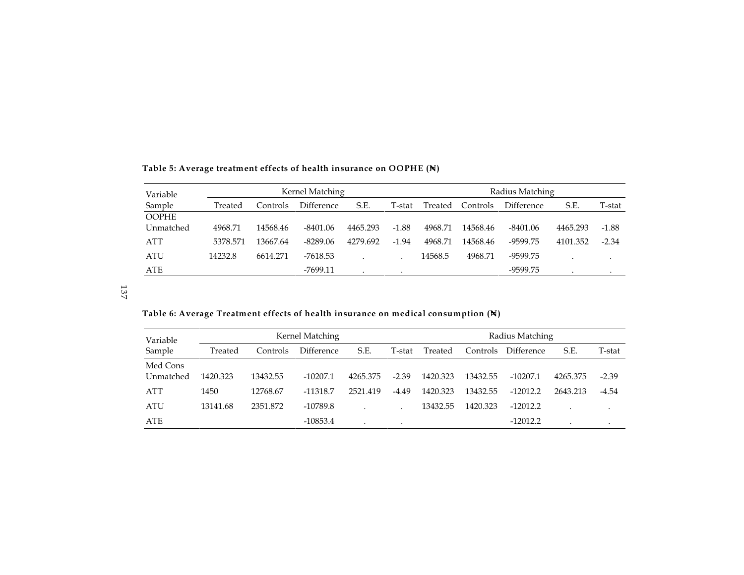**Table 5: Average treatment effects of health insurance on OOPHE (₦)**

| Variable | Kernel Matching | | | | | Radius Matching | | | | |
|---|---|---|---|---|---|---|---|---|---|---|
| Sample | Treated | Controls | Difference | S.E. | T-stat | Treated | Controls | Difference | S.E. | T-stat |
| OOPHE | | | | | | | | | | |
| Unmatched | 4968.71 | 14568.46 | -8401.06 | 4465.293 | -1.88 | 4968.71 | 14568.46 | -8401.06 | 4465.293 | -1.88 |
| ATT | 5378.571 | 13667.64 | -8289.06 | 4279.692 | -1.94 | 4968.71 | 14568.46 | -9599.75 | 4101.352 | -2.34 |
| ATU | 14232.8 | 6614.271 | -7618.53 | . | . | 14568.5 | 4968.71 | -9599.75 | . | . |
| ATE | | | -7699.11 | . | . | | | -9599.75 | . | . |

**Table 6: Average Treatment effects of health insurance on medical consumption (₦)**

| Variable | Kernel Matching | | | | | Radius Matching | | | | |
|---|---|---|---|---|---|---|---|---|---|---|
| Sample | Treated | Controls | Difference | S.E. | T-stat | Treated | Controls | Difference | S.E. | T-stat |
| Med Cons | | | | | | | | | | |
| Unmatched | 1420.323 | 13432.55 | -10207.1 | 4265.375 | -2.39 | 1420.323 | 13432.55 | -10207.1 | 4265.375 | -2.39 |
| ATT | 1450 | 12768.67 | -11318.7 | 2521.419 | -4.49 | 1420.323 | 13432.55 | -12012.2 | 2643.213 | -4.54 |
| ATU | 13141.68 | 2351.872 | -10789.8 | . | . | 13432.55 | 1420.323 | -12012.2 | . | . |
| ATE | | | -10853.4 | . | . | | | -12012.2 | . | . |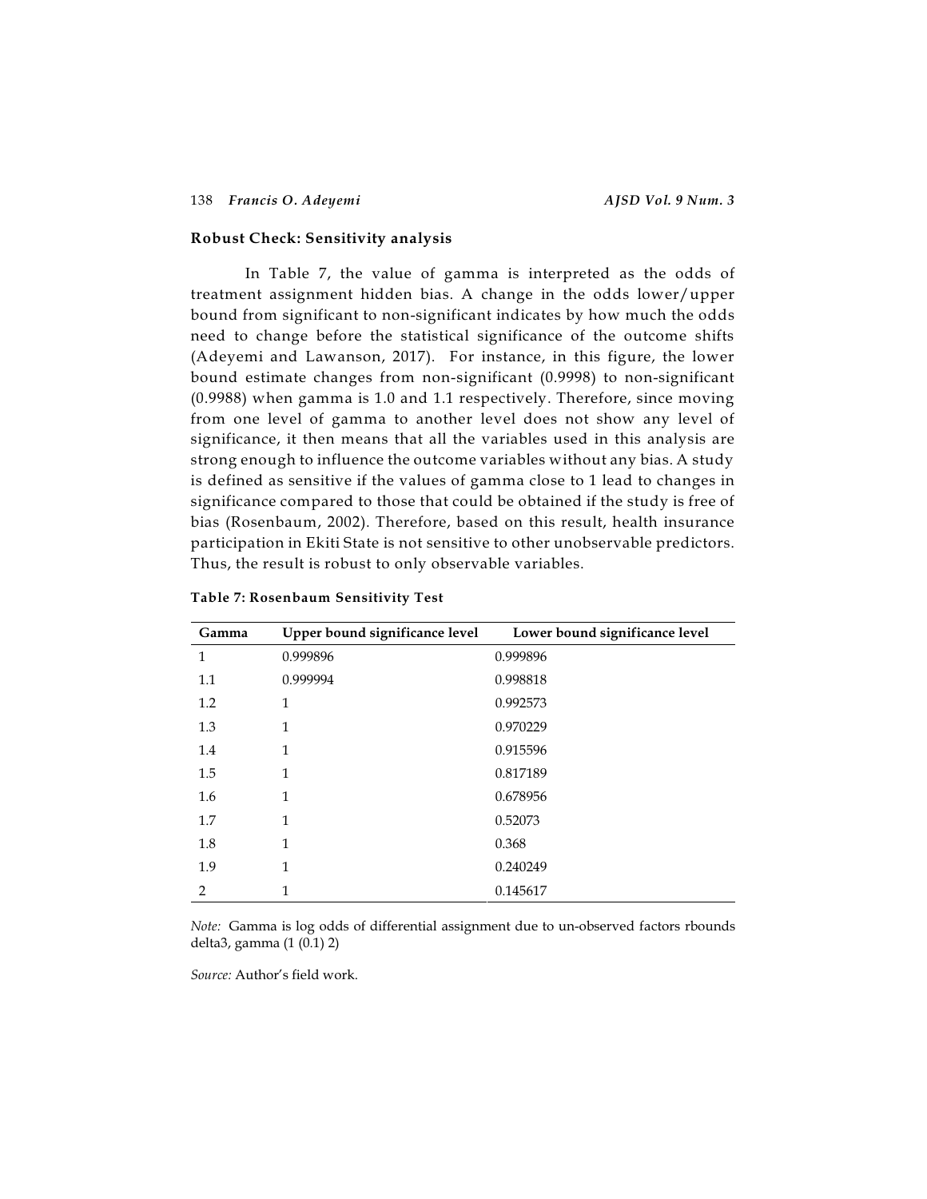## Robust Check: Sensitivity analysis

In Table 7, the value of gamma is interpreted as the odds of treatment assignment hidden bias. A change in the odds lower/upper bound from significant to non-significant indicates by how much the odds need to change before the statistical significance of the outcome shifts (Adeyemi and Lawanson, 2017). For instance, in this figure, the lower bound estimate changes from non-significant (0.9998) to non-significant (0.9988) when gamma is 1.0 and 1.1 respectively. Therefore, since moving from one level of gamma to another level does not show any level of significance, it then means that all the variables used in this analysis are strong enough to influence the outcome variables without any bias. A study is defined as sensitive if the values of gamma close to 1 lead to changes in significance compared to those that could be obtained if the study is free of bias (Rosenbaum, 2002). Therefore, based on this result, health insurance participation in Ekiti State is not sensitive to other unobservable predictors. Thus, the result is robust to only observable variables.

**Table 7: Rosenbaum Sensitivity Test**

| Gamma | Upper bound significance level | Lower bound significance level |
|---|---|---|
| 1 | 0.999896 | 0.999896 |
| 1.1 | 0.999994 | 0.998818 |
| 1.2 | 1 | 0.992573 |
| 1.3 | 1 | 0.970229 |
| 1.4 | 1 | 0.915596 |
| 1.5 | 1 | 0.817189 |
| 1.6 | 1 | 0.678956 |
| 1.7 | 1 | 0.52073 |
| 1.8 | 1 | 0.368 |
| 1.9 | 1 | 0.240249 |
| 2 | 1 | 0.145617 |

*Note:* Gamma is log odds of differential assignment due to un-observed factors rbounds delta3, gamma (1 (0.1) 2)

*Source:* Author's field work.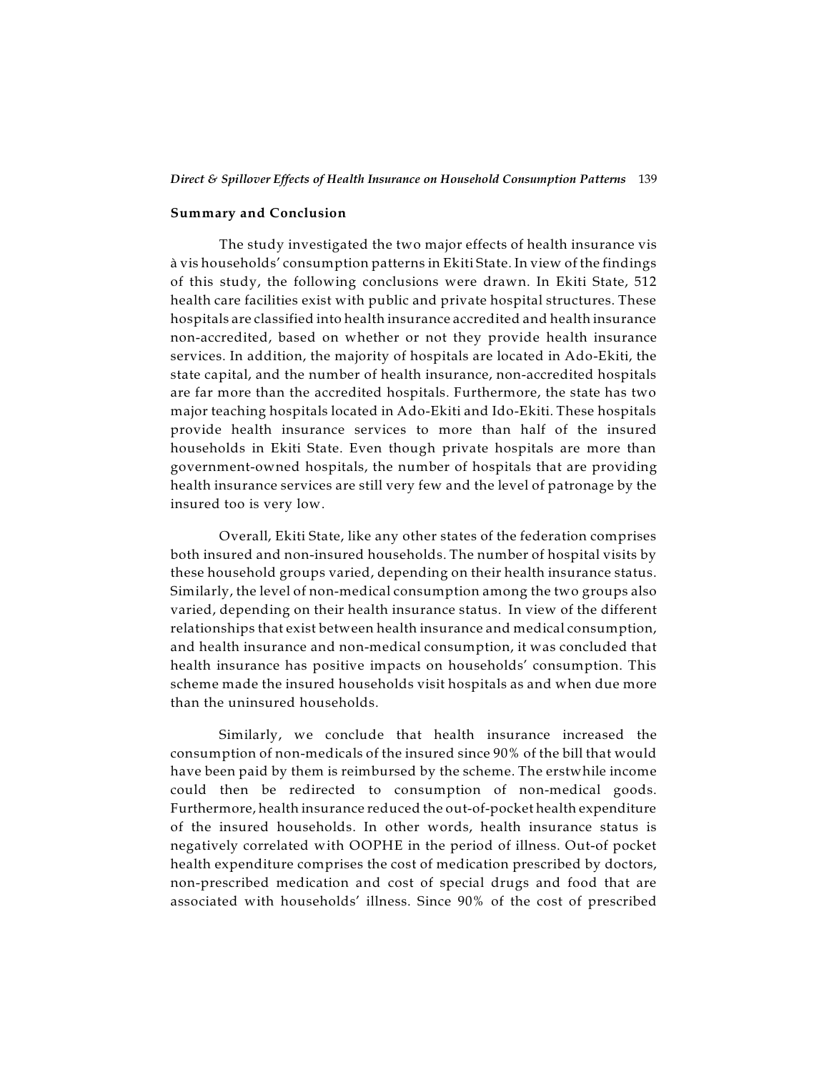## Summary and Conclusion

The study investigated the two major effects of health insurance vis à vis households' consumption patterns in Ekiti State. In view of the findings of this study, the following conclusions were drawn. In Ekiti State, 512 health care facilities exist with public and private hospital structures. These hospitals are classified into health insurance accredited and health insurance non-accredited, based on whether or not they provide health insurance services. In addition, the majority of hospitals are located in Ado-Ekiti, the state capital, and the number of health insurance, non-accredited hospitals are far more than the accredited hospitals. Furthermore, the state has two major teaching hospitals located in Ado-Ekiti and Ido-Ekiti. These hospitals provide health insurance services to more than half of the insured households in Ekiti State. Even though private hospitals are more than government-owned hospitals, the number of hospitals that are providing health insurance services are still very few and the level of patronage by the insured too is very low.

Overall, Ekiti State, like any other states of the federation comprises both insured and non-insured households. The number of hospital visits by these household groups varied, depending on their health insurance status. Similarly, the level of non-medical consumption among the two groups also varied, depending on their health insurance status. In view of the different relationships that exist between health insurance and medical consumption, and health insurance and non-medical consumption, it was concluded that health insurance has positive impacts on households' consumption. This scheme made the insured households visit hospitals as and when due more than the uninsured households.

Similarly, we conclude that health insurance increased the consumption of non-medicals of the insured since 90% of the bill that would have been paid by them is reimbursed by the scheme. The erstwhile income could then be redirected to consumption of non-medical goods. Furthermore, health insurance reduced the out-of-pocket health expenditure of the insured households. In other words, health insurance status is negatively correlated with OOPHE in the period of illness. Out-of pocket health expenditure comprises the cost of medication prescribed by doctors, non-prescribed medication and cost of special drugs and food that are associated with households' illness. Since 90% of the cost of prescribed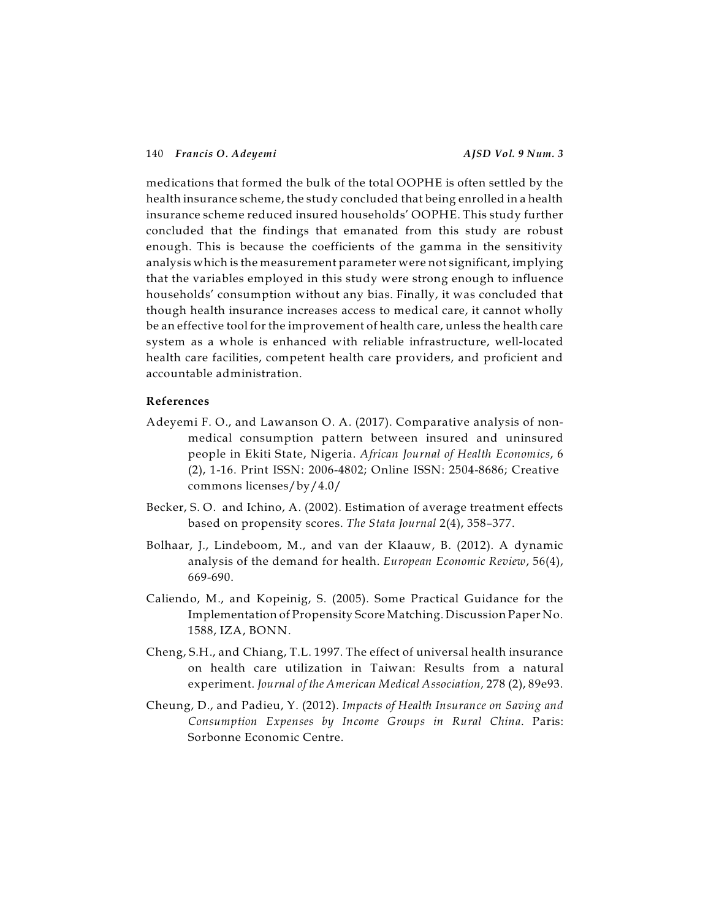medications that formed the bulk of the total OOPHE is often settled by the health insurance scheme, the study concluded that being enrolled in a health insurance scheme reduced insured households' OOPHE. This study further concluded that the findings that emanated from this study are robust enough. This is because the coefficients of the gamma in the sensitivity analysis which is the measurement parameter were not significant, implying that the variables employed in this study were strong enough to influence households' consumption without any bias. Finally, it was concluded that though health insurance increases access to medical care, it cannot wholly be an effective tool for the improvement of health care, unless the health care system as a whole is enhanced with reliable infrastructure, well-located health care facilities, competent health care providers, and proficient and accountable administration.

## References

Adeyemi F. O., and Lawanson O. A. (2017). Comparative analysis of non-medical consumption pattern between insured and uninsured people in Ekiti State, Nigeria. *African Journal of Health Economics*, 6 (2), 1-16. Print ISSN: 2006-4802; Online ISSN: 2504-8686; Creative commons licenses/by/4.0/

Becker, S. O. and Ichino, A. (2002). Estimation of average treatment effects based on propensity scores. *The Stata Journal* 2(4), 358–377.

Bolhaar, J., Lindeboom, M., and van der Klaauw, B. (2012). A dynamic analysis of the demand for health. *European Economic Review*, 56(4), 669-690.

Caliendo, M., and Kopeinig, S. (2005). Some Practical Guidance for the Implementation of Propensity Score Matching. Discussion Paper No. 1588, IZA, BONN.

Cheng, S.H., and Chiang, T.L. 1997. The effect of universal health insurance on health care utilization in Taiwan: Results from a natural experiment. *Journal of the American Medical Association,* 278 (2), 89e93.

Cheung, D., and Padieu, Y. (2012). *Impacts of Health Insurance on Saving and Consumption Expenses by Income Groups in Rural China.* Paris: Sorbonne Economic Centre.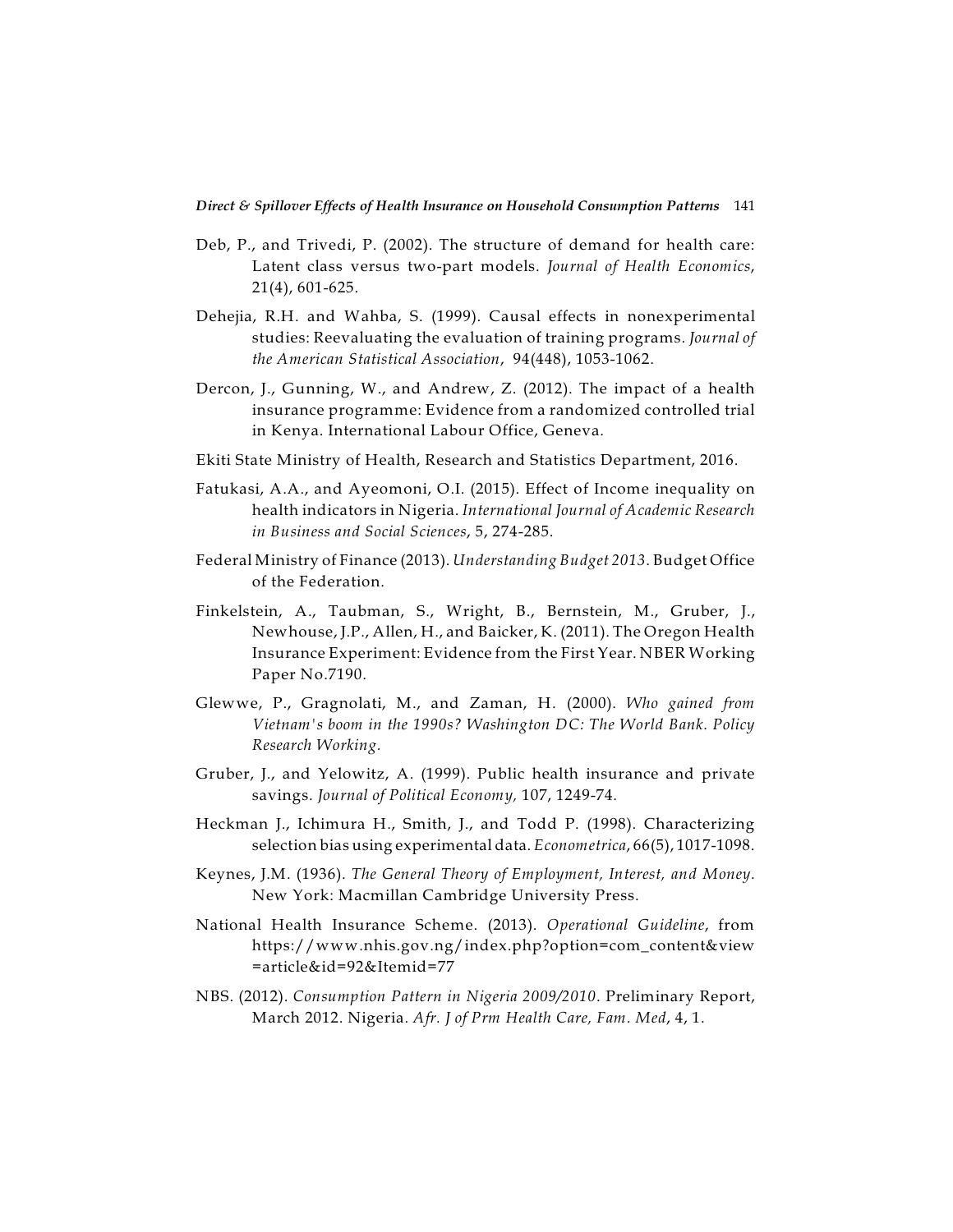Deb, P., and Trivedi, P. (2002). The structure of demand for health care: Latent class versus two-part models. *Journal of Health Economics*, 21(4), 601-625.

Dehejia, R.H. and Wahba, S. (1999). Causal effects in nonexperimental studies: Reevaluating the evaluation of training programs. *Journal of the American Statistical Association*, 94(448), 1053-1062.

Dercon, J., Gunning, W., and Andrew, Z. (2012). The impact of a health insurance programme: Evidence from a randomized controlled trial in Kenya. International Labour Office, Geneva.

Ekiti State Ministry of Health, Research and Statistics Department, 2016.

Fatukasi, A.A., and Ayeomoni, O.I. (2015). Effect of Income inequality on health indicators in Nigeria. *International Journal of Academic Research in Business and Social Sciences*, 5, 274-285.

Federal Ministry of Finance (2013). *Understanding Budget 2013*. Budget Office of the Federation.

Finkelstein, A., Taubman, S., Wright, B., Bernstein, M., Gruber, J., Newhouse, J.P., Allen, H., and Baicker, K. (2011). The Oregon Health Insurance Experiment: Evidence from the First Year. NBER Working Paper No.7190.

Glewwe, P., Gragnolati, M., and Zaman, H. (2000). *Who gained from Vietnam's boom in the 1990s? Washington DC: The World Bank. Policy Research Working.*

Gruber, J., and Yelowitz, A. (1999). Public health insurance and private savings. *Journal of Political Economy,* 107, 1249-74.

Heckman J., Ichimura H., Smith, J., and Todd P. (1998). Characterizing selection bias using experimental data. *Econometrica*, 66(5), 1017-1098.

Keynes, J.M. (1936). *The General Theory of Employment, Interest, and Money*. New York: Macmillan Cambridge University Press.

National Health Insurance Scheme. (2013). *Operational Guideline*, from https://www.nhis.gov.ng/index.php?option=com_content&view=article&id=92&Itemid=77

NBS. (2012). *Consumption Pattern in Nigeria 2009/2010*. Preliminary Report, March 2012. Nigeria. *Afr. J of Prm Health Care, Fam. Med*, 4, 1.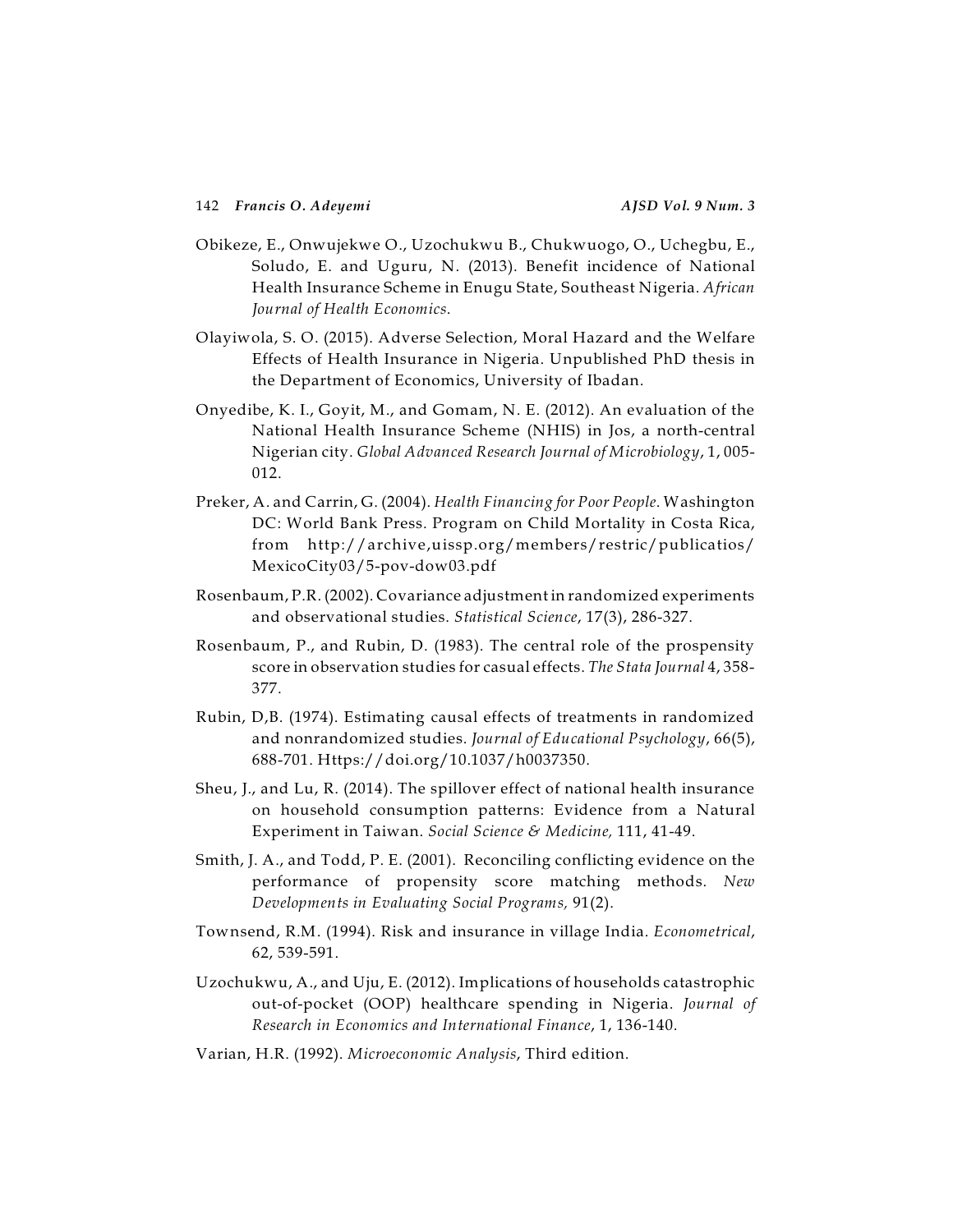Obikeze, E., Onwujekwe O., Uzochukwu B., Chukwuogo, O., Uchegbu, E., Soludo, E. and Uguru, N. (2013). Benefit incidence of National Health Insurance Scheme in Enugu State, Southeast Nigeria. *African Journal of Health Economics*.

Olayiwola, S. O. (2015). Adverse Selection, Moral Hazard and the Welfare Effects of Health Insurance in Nigeria. Unpublished PhD thesis in the Department of Economics, University of Ibadan.

Onyedibe, K. I., Goyit, M., and Gomam, N. E. (2012). An evaluation of the National Health Insurance Scheme (NHIS) in Jos, a north-central Nigerian city. *Global Advanced Research Journal of Microbiology*, 1, 005-012.

Preker, A. and Carrin, G. (2004). *Health Financing for Poor People*. Washington DC: World Bank Press. Program on Child Mortality in Costa Rica, from http://archive,uissp.org/members/restric/publicatios/MexicoCity03/5-pov-dow03.pdf

Rosenbaum, P.R. (2002). Covariance adjustment in randomized experiments and observational studies. *Statistical Science*, 17(3), 286-327.

Rosenbaum, P., and Rubin, D. (1983). The central role of the prospensity score in observation studies for casual effects. *The Stata Journal* 4, 358-377.

Rubin, D,B. (1974). Estimating causal effects of treatments in randomized and nonrandomized studies. *Journal of Educational Psychology*, 66(5), 688-701. Https://doi.org/10.1037/h0037350.

Sheu, J., and Lu, R. (2014). The spillover effect of national health insurance on household consumption patterns: Evidence from a Natural Experiment in Taiwan. *Social Science & Medicine,* 111, 41-49.

Smith, J. A., and Todd, P. E. (2001). Reconciling conflicting evidence on the performance of propensity score matching methods. *New Developments in Evaluating Social Programs,* 91(2).

Townsend, R.M. (1994). Risk and insurance in village India. *Econometrical*, 62, 539-591.

Uzochukwu, A., and Uju, E. (2012). Implications of households catastrophic out-of-pocket (OOP) healthcare spending in Nigeria. *Journal of Research in Economics and International Finance*, 1, 136-140.

Varian, H.R. (1992). *Microeconomic Analysis*, Third edition.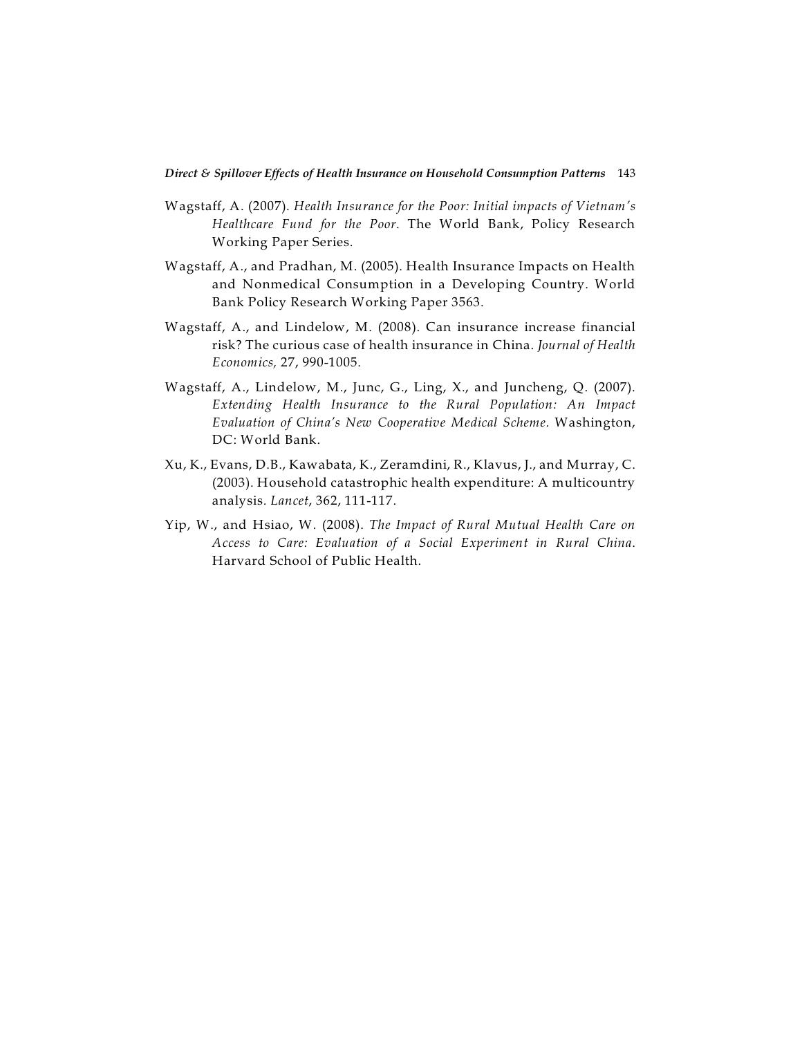Wagstaff, A. (2007). *Health Insurance for the Poor: Initial impacts of Vietnam's Healthcare Fund for the Poor*. The World Bank, Policy Research Working Paper Series.

Wagstaff, A., and Pradhan, M. (2005). Health Insurance Impacts on Health and Nonmedical Consumption in a Developing Country. World Bank Policy Research Working Paper 3563.

Wagstaff, A., and Lindelow, M. (2008). Can insurance increase financial risk? The curious case of health insurance in China. *Journal of Health Economics,* 27, 990-1005.

Wagstaff, A., Lindelow, M., Junc, G., Ling, X., and Juncheng, Q. (2007). *Extending Health Insurance to the Rural Population: An Impact Evaluation of China's New Cooperative Medical Scheme*. Washington, DC: World Bank.

Xu, K., Evans, D.B., Kawabata, K., Zeramdini, R., Klavus, J., and Murray, C. (2003). Household catastrophic health expenditure: A multicountry analysis. *Lancet*, 362, 111-117.

Yip, W., and Hsiao, W. (2008). *The Impact of Rural Mutual Health Care on Access to Care: Evaluation of a Social Experiment in Rural China*. Harvard School of Public Health.